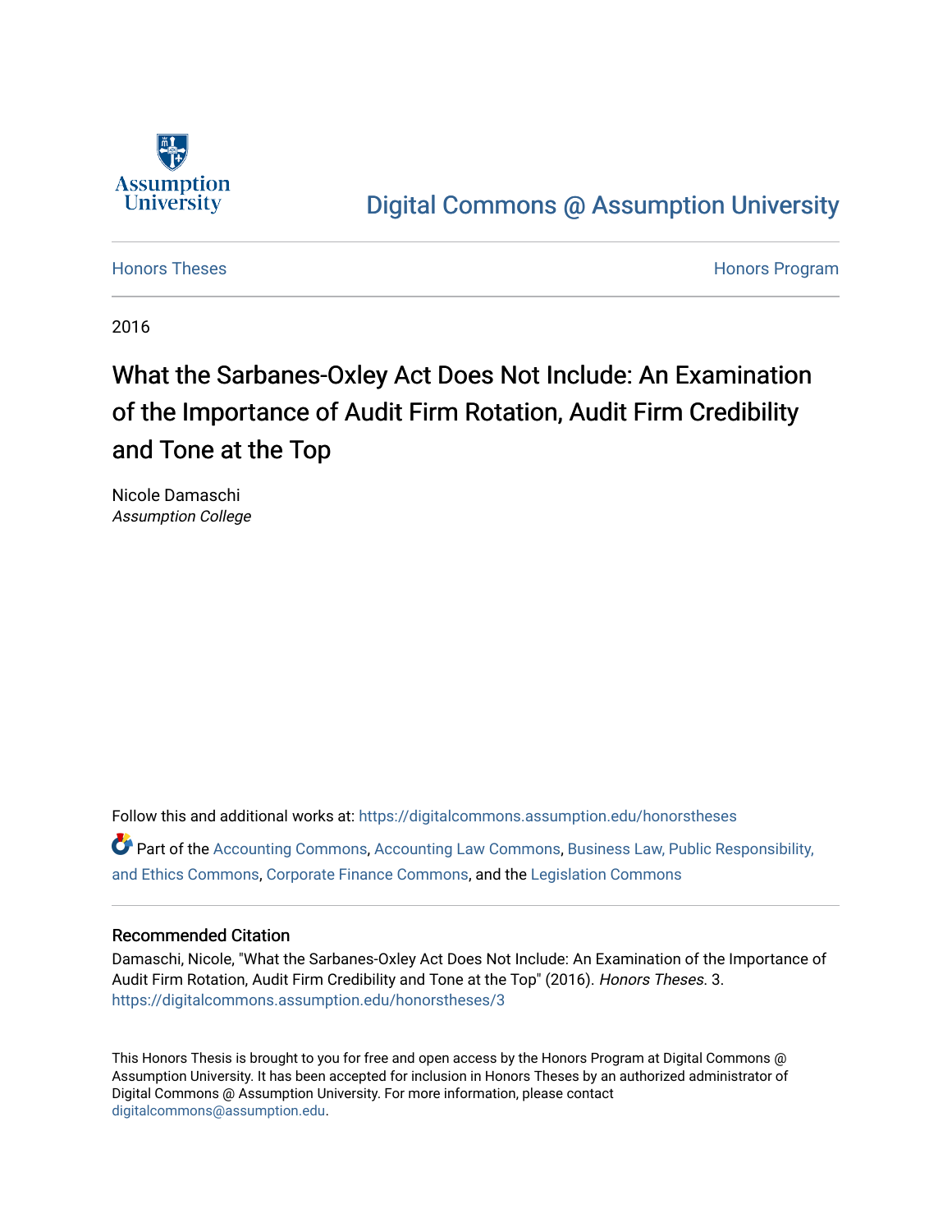Assumption University

Digital Commons @ Assumption University

Honors Theses

Honors Program

2016

# What the Sarbanes-Oxley Act Does Not Include: An Examination of the Importance of Audit Firm Rotation, Audit Firm Credibility and Tone at the Top

Nicole Damaschi
*Assumption College*

Follow this and additional works at: https://digitalcommons.assumption.edu/honorstheses

Part of the Accounting Commons, Accounting Law Commons, Business Law, Public Responsibility, and Ethics Commons, Corporate Finance Commons, and the Legislation Commons

## Recommended Citation

Damaschi, Nicole, "What the Sarbanes-Oxley Act Does Not Include: An Examination of the Importance of Audit Firm Rotation, Audit Firm Credibility and Tone at the Top" (2016). *Honors Theses*. 3.
https://digitalcommons.assumption.edu/honorstheses/3

This Honors Thesis is brought to you for free and open access by the Honors Program at Digital Commons @ Assumption University. It has been accepted for inclusion in Honors Theses by an authorized administrator of Digital Commons @ Assumption University. For more information, please contact digitalcommons@assumption.edu.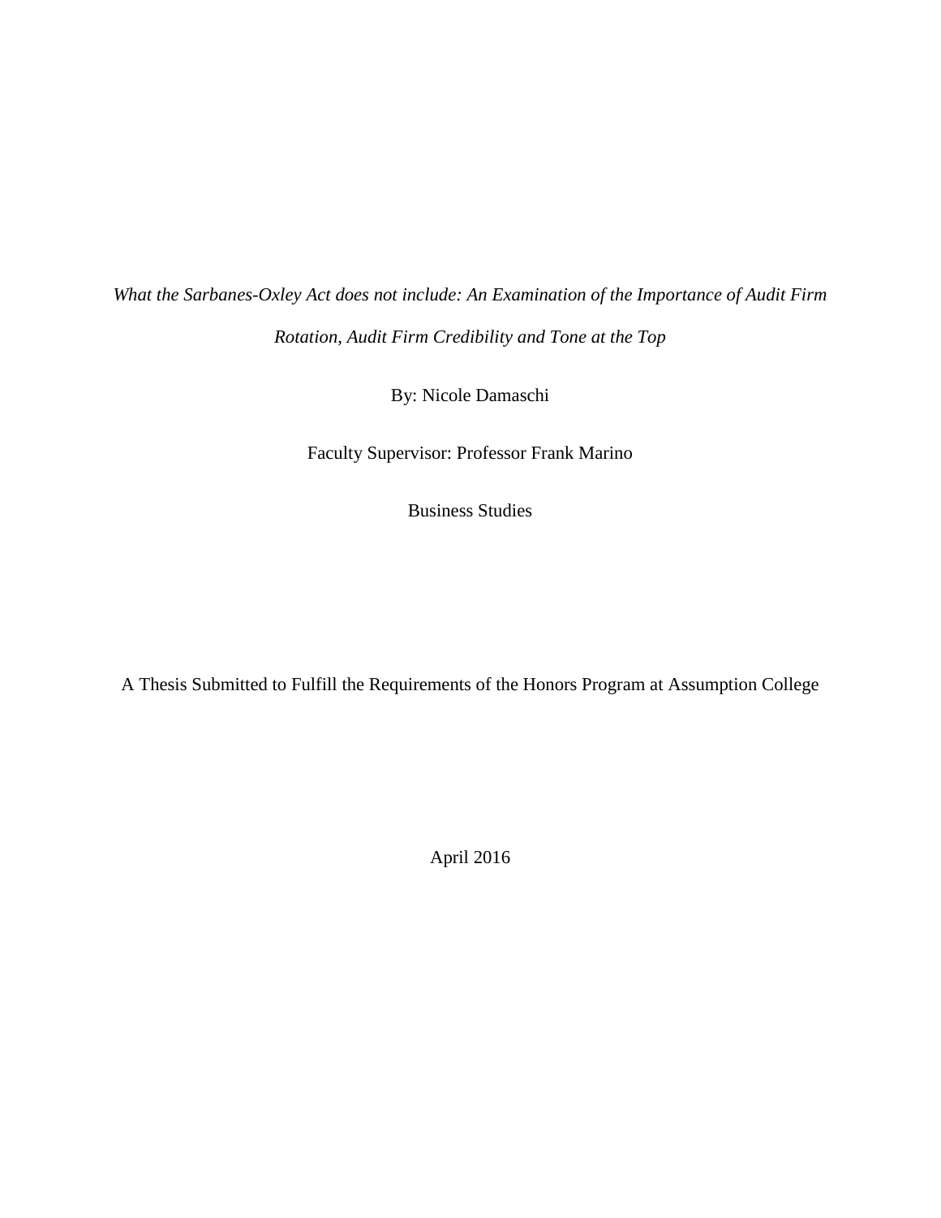*What the Sarbanes-Oxley Act does not include: An Examination of the Importance of Audit Firm Rotation, Audit Firm Credibility and Tone at the Top*

By: Nicole Damaschi

Faculty Supervisor: Professor Frank Marino

Business Studies

A Thesis Submitted to Fulfill the Requirements of the Honors Program at Assumption College

April 2016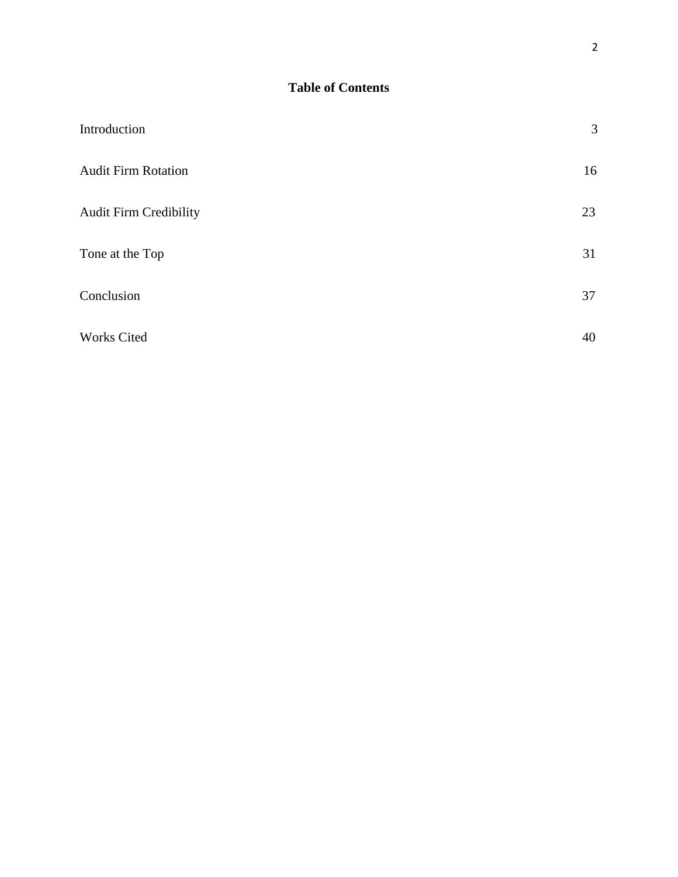# Table of Contents

| | |
|---|---|
| Introduction | 3 |
| Audit Firm Rotation | 16 |
| Audit Firm Credibility | 23 |
| Tone at the Top | 31 |
| Conclusion | 37 |
| Works Cited | 40 |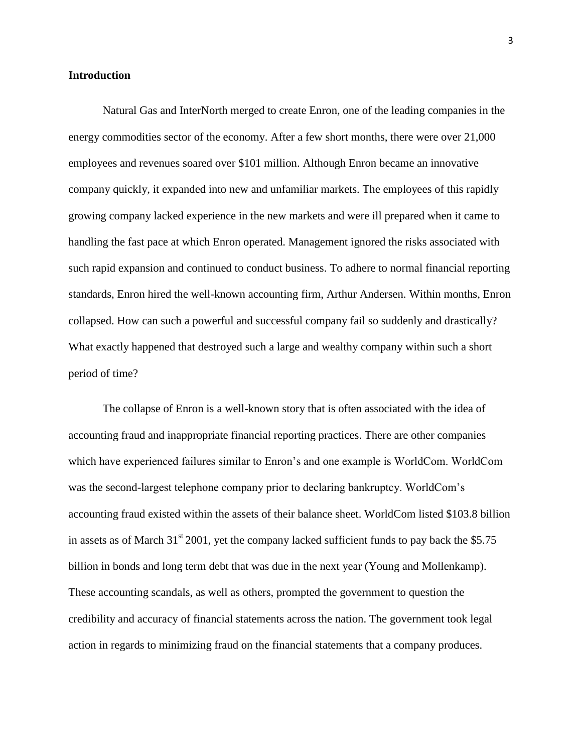## Introduction

Natural Gas and InterNorth merged to create Enron, one of the leading companies in the energy commodities sector of the economy. After a few short months, there were over 21,000 employees and revenues soared over $101 million. Although Enron became an innovative company quickly, it expanded into new and unfamiliar markets. The employees of this rapidly growing company lacked experience in the new markets and were ill prepared when it came to handling the fast pace at which Enron operated. Management ignored the risks associated with such rapid expansion and continued to conduct business. To adhere to normal financial reporting standards, Enron hired the well-known accounting firm, Arthur Andersen. Within months, Enron collapsed. How can such a powerful and successful company fail so suddenly and drastically? What exactly happened that destroyed such a large and wealthy company within such a short period of time?

The collapse of Enron is a well-known story that is often associated with the idea of accounting fraud and inappropriate financial reporting practices. There are other companies which have experienced failures similar to Enron's and one example is WorldCom. WorldCom was the second-largest telephone company prior to declaring bankruptcy. WorldCom's accounting fraud existed within the assets of their balance sheet. WorldCom listed $103.8 billion in assets as of March 31st 2001, yet the company lacked sufficient funds to pay back the $5.75 billion in bonds and long term debt that was due in the next year (Young and Mollenkamp). These accounting scandals, as well as others, prompted the government to question the credibility and accuracy of financial statements across the nation. The government took legal action in regards to minimizing fraud on the financial statements that a company produces.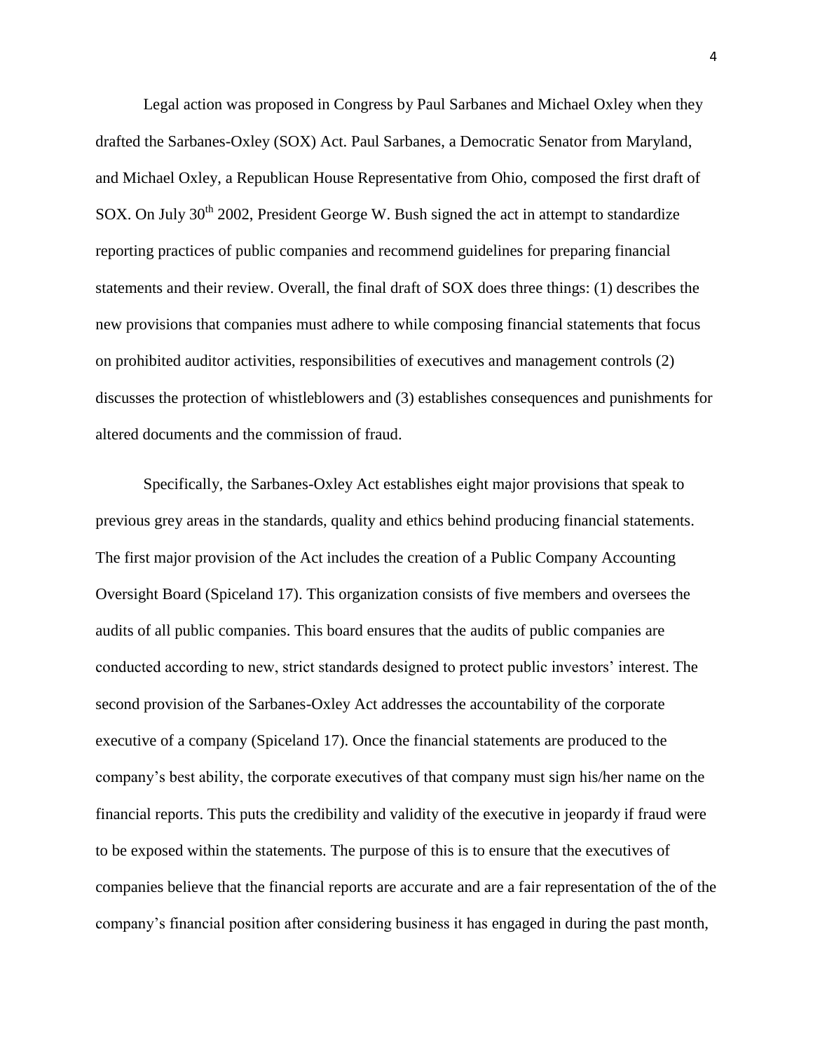Legal action was proposed in Congress by Paul Sarbanes and Michael Oxley when they drafted the Sarbanes-Oxley (SOX) Act. Paul Sarbanes, a Democratic Senator from Maryland, and Michael Oxley, a Republican House Representative from Ohio, composed the first draft of SOX. On July 30th 2002, President George W. Bush signed the act in attempt to standardize reporting practices of public companies and recommend guidelines for preparing financial statements and their review. Overall, the final draft of SOX does three things: (1) describes the new provisions that companies must adhere to while composing financial statements that focus on prohibited auditor activities, responsibilities of executives and management controls (2) discusses the protection of whistleblowers and (3) establishes consequences and punishments for altered documents and the commission of fraud.

Specifically, the Sarbanes-Oxley Act establishes eight major provisions that speak to previous grey areas in the standards, quality and ethics behind producing financial statements. The first major provision of the Act includes the creation of a Public Company Accounting Oversight Board (Spiceland 17). This organization consists of five members and oversees the audits of all public companies. This board ensures that the audits of public companies are conducted according to new, strict standards designed to protect public investors' interest. The second provision of the Sarbanes-Oxley Act addresses the accountability of the corporate executive of a company (Spiceland 17). Once the financial statements are produced to the company's best ability, the corporate executives of that company must sign his/her name on the financial reports. This puts the credibility and validity of the executive in jeopardy if fraud were to be exposed within the statements. The purpose of this is to ensure that the executives of companies believe that the financial reports are accurate and are a fair representation of the of the company's financial position after considering business it has engaged in during the past month,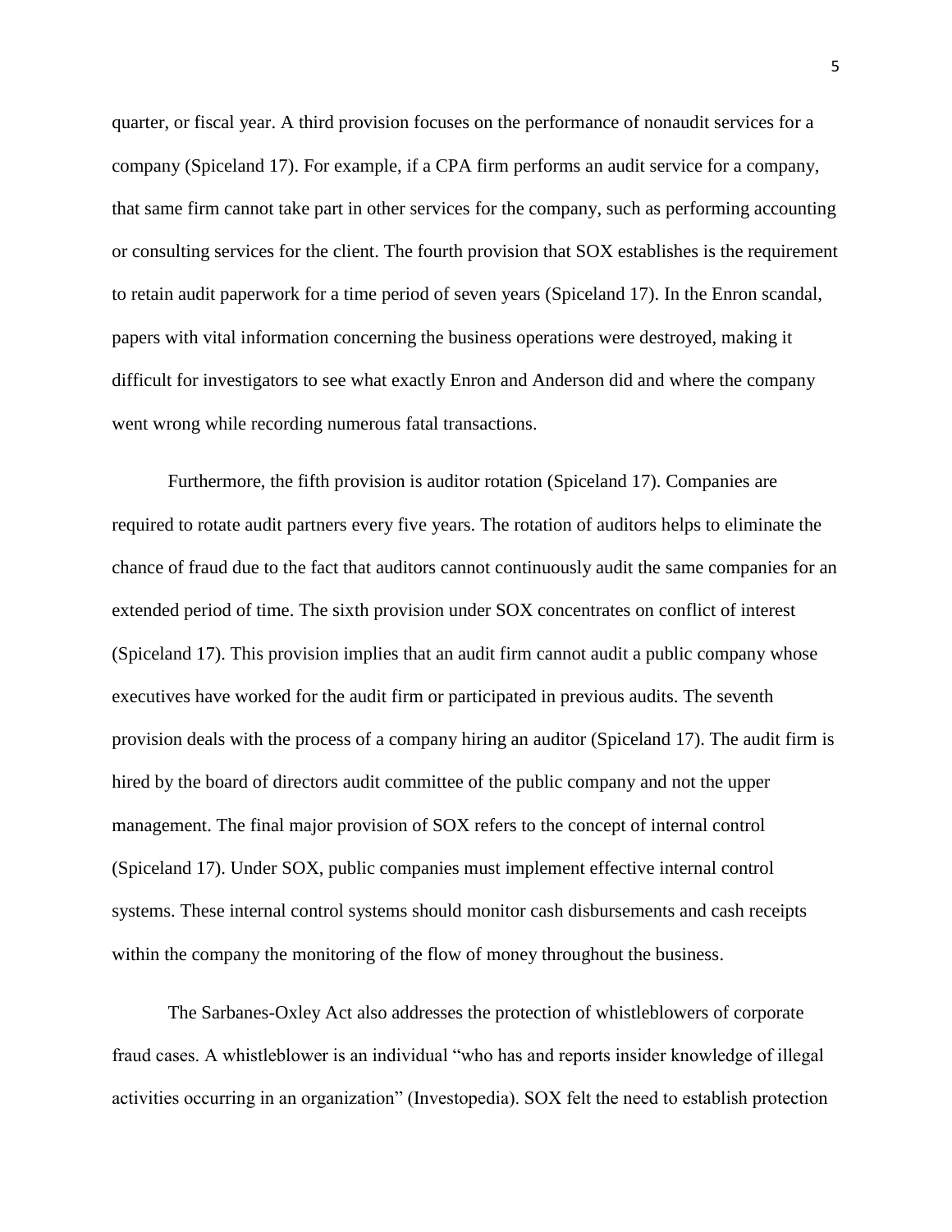quarter, or fiscal year. A third provision focuses on the performance of nonaudit services for a company (Spiceland 17). For example, if a CPA firm performs an audit service for a company, that same firm cannot take part in other services for the company, such as performing accounting or consulting services for the client. The fourth provision that SOX establishes is the requirement to retain audit paperwork for a time period of seven years (Spiceland 17). In the Enron scandal, papers with vital information concerning the business operations were destroyed, making it difficult for investigators to see what exactly Enron and Anderson did and where the company went wrong while recording numerous fatal transactions.

Furthermore, the fifth provision is auditor rotation (Spiceland 17). Companies are required to rotate audit partners every five years. The rotation of auditors helps to eliminate the chance of fraud due to the fact that auditors cannot continuously audit the same companies for an extended period of time. The sixth provision under SOX concentrates on conflict of interest (Spiceland 17). This provision implies that an audit firm cannot audit a public company whose executives have worked for the audit firm or participated in previous audits. The seventh provision deals with the process of a company hiring an auditor (Spiceland 17). The audit firm is hired by the board of directors audit committee of the public company and not the upper management. The final major provision of SOX refers to the concept of internal control (Spiceland 17). Under SOX, public companies must implement effective internal control systems. These internal control systems should monitor cash disbursements and cash receipts within the company the monitoring of the flow of money throughout the business.

The Sarbanes-Oxley Act also addresses the protection of whistleblowers of corporate fraud cases. A whistleblower is an individual "who has and reports insider knowledge of illegal activities occurring in an organization" (Investopedia). SOX felt the need to establish protection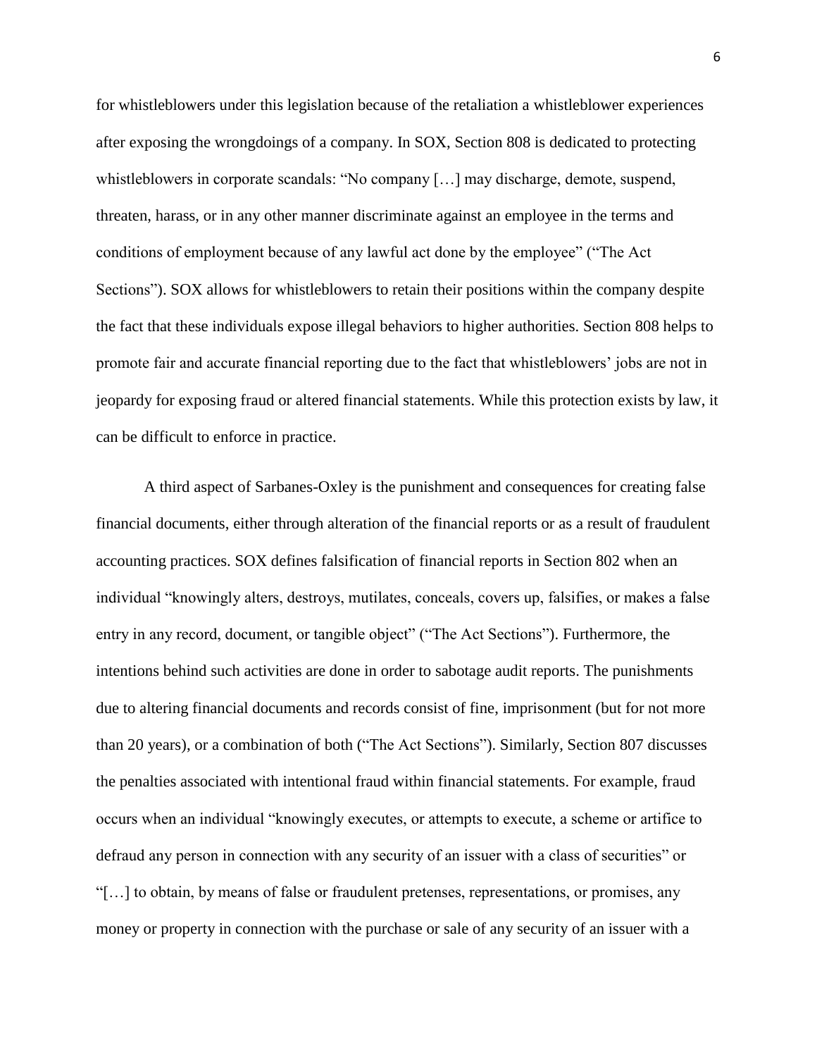for whistleblowers under this legislation because of the retaliation a whistleblower experiences after exposing the wrongdoings of a company. In SOX, Section 808 is dedicated to protecting whistleblowers in corporate scandals: "No company […] may discharge, demote, suspend, threaten, harass, or in any other manner discriminate against an employee in the terms and conditions of employment because of any lawful act done by the employee" ("The Act Sections"). SOX allows for whistleblowers to retain their positions within the company despite the fact that these individuals expose illegal behaviors to higher authorities. Section 808 helps to promote fair and accurate financial reporting due to the fact that whistleblowers' jobs are not in jeopardy for exposing fraud or altered financial statements. While this protection exists by law, it can be difficult to enforce in practice.

A third aspect of Sarbanes-Oxley is the punishment and consequences for creating false financial documents, either through alteration of the financial reports or as a result of fraudulent accounting practices. SOX defines falsification of financial reports in Section 802 when an individual "knowingly alters, destroys, mutilates, conceals, covers up, falsifies, or makes a false entry in any record, document, or tangible object" ("The Act Sections"). Furthermore, the intentions behind such activities are done in order to sabotage audit reports. The punishments due to altering financial documents and records consist of fine, imprisonment (but for not more than 20 years), or a combination of both ("The Act Sections"). Similarly, Section 807 discusses the penalties associated with intentional fraud within financial statements. For example, fraud occurs when an individual "knowingly executes, or attempts to execute, a scheme or artifice to defraud any person in connection with any security of an issuer with a class of securities" or "[…] to obtain, by means of false or fraudulent pretenses, representations, or promises, any money or property in connection with the purchase or sale of any security of an issuer with a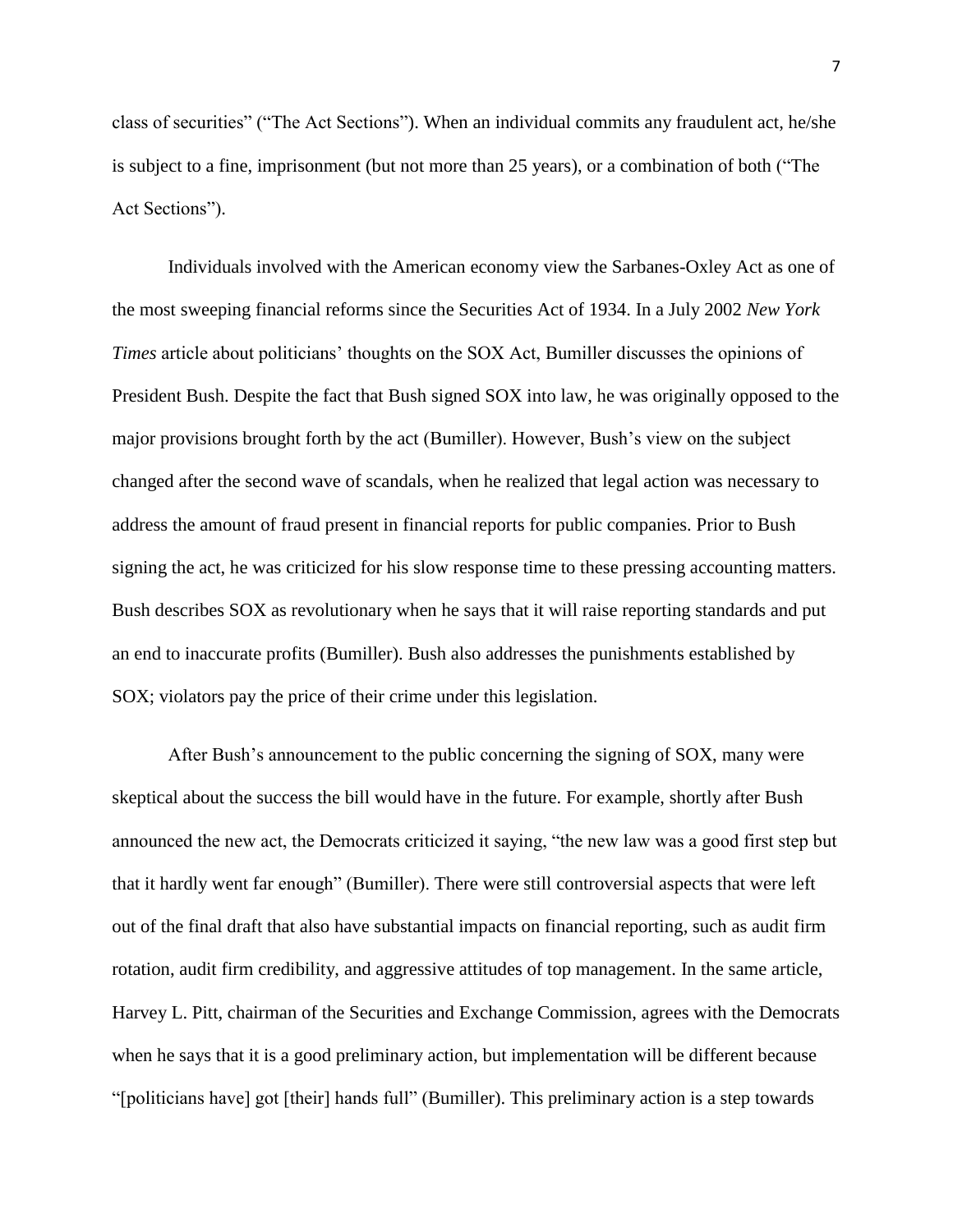class of securities" ("The Act Sections"). When an individual commits any fraudulent act, he/she is subject to a fine, imprisonment (but not more than 25 years), or a combination of both ("The Act Sections").

Individuals involved with the American economy view the Sarbanes-Oxley Act as one of the most sweeping financial reforms since the Securities Act of 1934. In a July 2002 *New York Times* article about politicians' thoughts on the SOX Act, Bumiller discusses the opinions of President Bush. Despite the fact that Bush signed SOX into law, he was originally opposed to the major provisions brought forth by the act (Bumiller). However, Bush's view on the subject changed after the second wave of scandals, when he realized that legal action was necessary to address the amount of fraud present in financial reports for public companies. Prior to Bush signing the act, he was criticized for his slow response time to these pressing accounting matters. Bush describes SOX as revolutionary when he says that it will raise reporting standards and put an end to inaccurate profits (Bumiller). Bush also addresses the punishments established by SOX; violators pay the price of their crime under this legislation.

After Bush's announcement to the public concerning the signing of SOX, many were skeptical about the success the bill would have in the future. For example, shortly after Bush announced the new act, the Democrats criticized it saying, "the new law was a good first step but that it hardly went far enough" (Bumiller). There were still controversial aspects that were left out of the final draft that also have substantial impacts on financial reporting, such as audit firm rotation, audit firm credibility, and aggressive attitudes of top management. In the same article, Harvey L. Pitt, chairman of the Securities and Exchange Commission, agrees with the Democrats when he says that it is a good preliminary action, but implementation will be different because "[politicians have] got [their] hands full" (Bumiller). This preliminary action is a step towards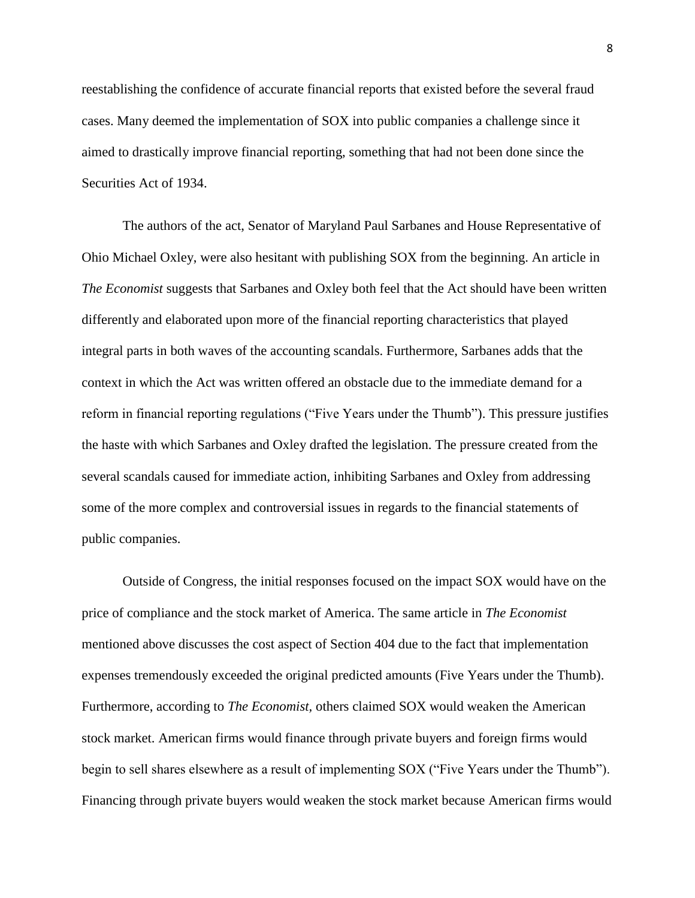reestablishing the confidence of accurate financial reports that existed before the several fraud cases. Many deemed the implementation of SOX into public companies a challenge since it aimed to drastically improve financial reporting, something that had not been done since the Securities Act of 1934.

The authors of the act, Senator of Maryland Paul Sarbanes and House Representative of Ohio Michael Oxley, were also hesitant with publishing SOX from the beginning. An article in *The Economist* suggests that Sarbanes and Oxley both feel that the Act should have been written differently and elaborated upon more of the financial reporting characteristics that played integral parts in both waves of the accounting scandals. Furthermore, Sarbanes adds that the context in which the Act was written offered an obstacle due to the immediate demand for a reform in financial reporting regulations ("Five Years under the Thumb"). This pressure justifies the haste with which Sarbanes and Oxley drafted the legislation. The pressure created from the several scandals caused for immediate action, inhibiting Sarbanes and Oxley from addressing some of the more complex and controversial issues in regards to the financial statements of public companies.

Outside of Congress, the initial responses focused on the impact SOX would have on the price of compliance and the stock market of America. The same article in *The Economist* mentioned above discusses the cost aspect of Section 404 due to the fact that implementation expenses tremendously exceeded the original predicted amounts (Five Years under the Thumb). Furthermore, according to *The Economist,* others claimed SOX would weaken the American stock market. American firms would finance through private buyers and foreign firms would begin to sell shares elsewhere as a result of implementing SOX ("Five Years under the Thumb"). Financing through private buyers would weaken the stock market because American firms would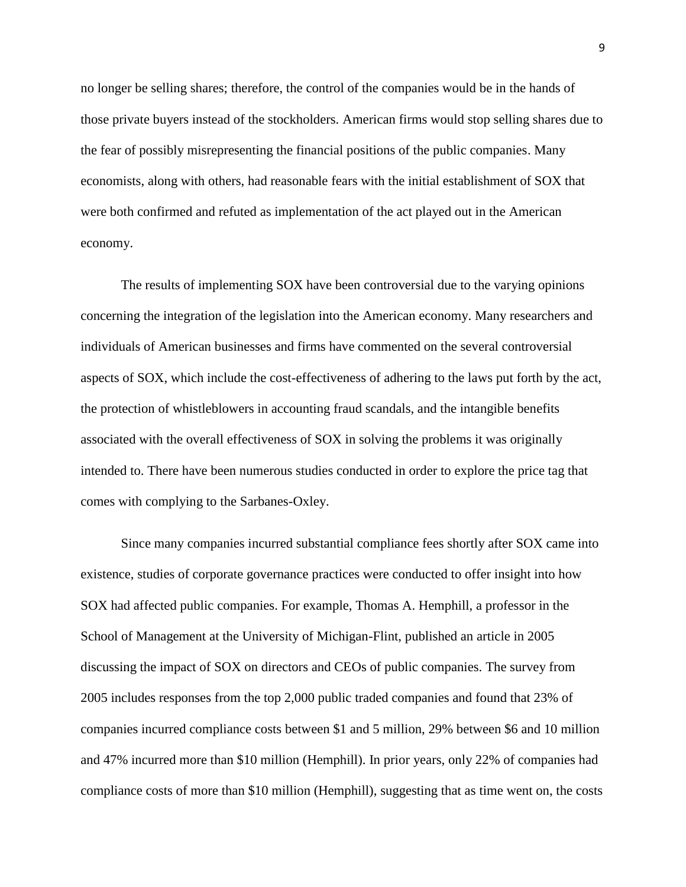no longer be selling shares; therefore, the control of the companies would be in the hands of those private buyers instead of the stockholders. American firms would stop selling shares due to the fear of possibly misrepresenting the financial positions of the public companies. Many economists, along with others, had reasonable fears with the initial establishment of SOX that were both confirmed and refuted as implementation of the act played out in the American economy.

The results of implementing SOX have been controversial due to the varying opinions concerning the integration of the legislation into the American economy. Many researchers and individuals of American businesses and firms have commented on the several controversial aspects of SOX, which include the cost-effectiveness of adhering to the laws put forth by the act, the protection of whistleblowers in accounting fraud scandals, and the intangible benefits associated with the overall effectiveness of SOX in solving the problems it was originally intended to. There have been numerous studies conducted in order to explore the price tag that comes with complying to the Sarbanes-Oxley.

Since many companies incurred substantial compliance fees shortly after SOX came into existence, studies of corporate governance practices were conducted to offer insight into how SOX had affected public companies. For example, Thomas A. Hemphill, a professor in the School of Management at the University of Michigan-Flint, published an article in 2005 discussing the impact of SOX on directors and CEOs of public companies. The survey from 2005 includes responses from the top 2,000 public traded companies and found that 23% of companies incurred compliance costs between $1 and 5 million, 29% between $6 and 10 million and 47% incurred more than $10 million (Hemphill). In prior years, only 22% of companies had compliance costs of more than $10 million (Hemphill), suggesting that as time went on, the costs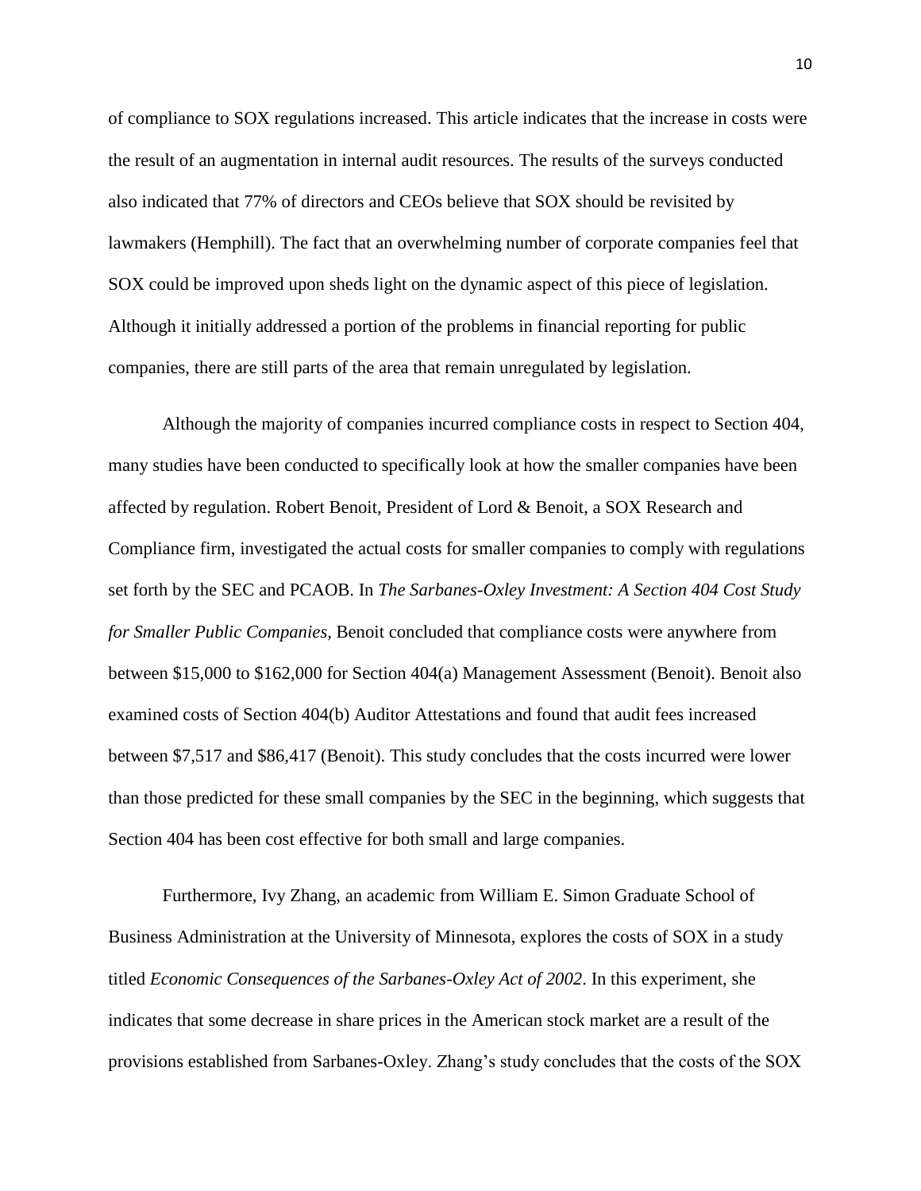of compliance to SOX regulations increased. This article indicates that the increase in costs were the result of an augmentation in internal audit resources. The results of the surveys conducted also indicated that 77% of directors and CEOs believe that SOX should be revisited by lawmakers (Hemphill). The fact that an overwhelming number of corporate companies feel that SOX could be improved upon sheds light on the dynamic aspect of this piece of legislation. Although it initially addressed a portion of the problems in financial reporting for public companies, there are still parts of the area that remain unregulated by legislation.

Although the majority of companies incurred compliance costs in respect to Section 404, many studies have been conducted to specifically look at how the smaller companies have been affected by regulation. Robert Benoit, President of Lord & Benoit, a SOX Research and Compliance firm, investigated the actual costs for smaller companies to comply with regulations set forth by the SEC and PCAOB. In *The Sarbanes-Oxley Investment: A Section 404 Cost Study for Smaller Public Companies,* Benoit concluded that compliance costs were anywhere from between $15,000 to $162,000 for Section 404(a) Management Assessment (Benoit). Benoit also examined costs of Section 404(b) Auditor Attestations and found that audit fees increased between $7,517 and $86,417 (Benoit). This study concludes that the costs incurred were lower than those predicted for these small companies by the SEC in the beginning, which suggests that Section 404 has been cost effective for both small and large companies.

Furthermore, Ivy Zhang, an academic from William E. Simon Graduate School of Business Administration at the University of Minnesota, explores the costs of SOX in a study titled *Economic Consequences of the Sarbanes-Oxley Act of 2002*. In this experiment, she indicates that some decrease in share prices in the American stock market are a result of the provisions established from Sarbanes-Oxley. Zhang's study concludes that the costs of the SOX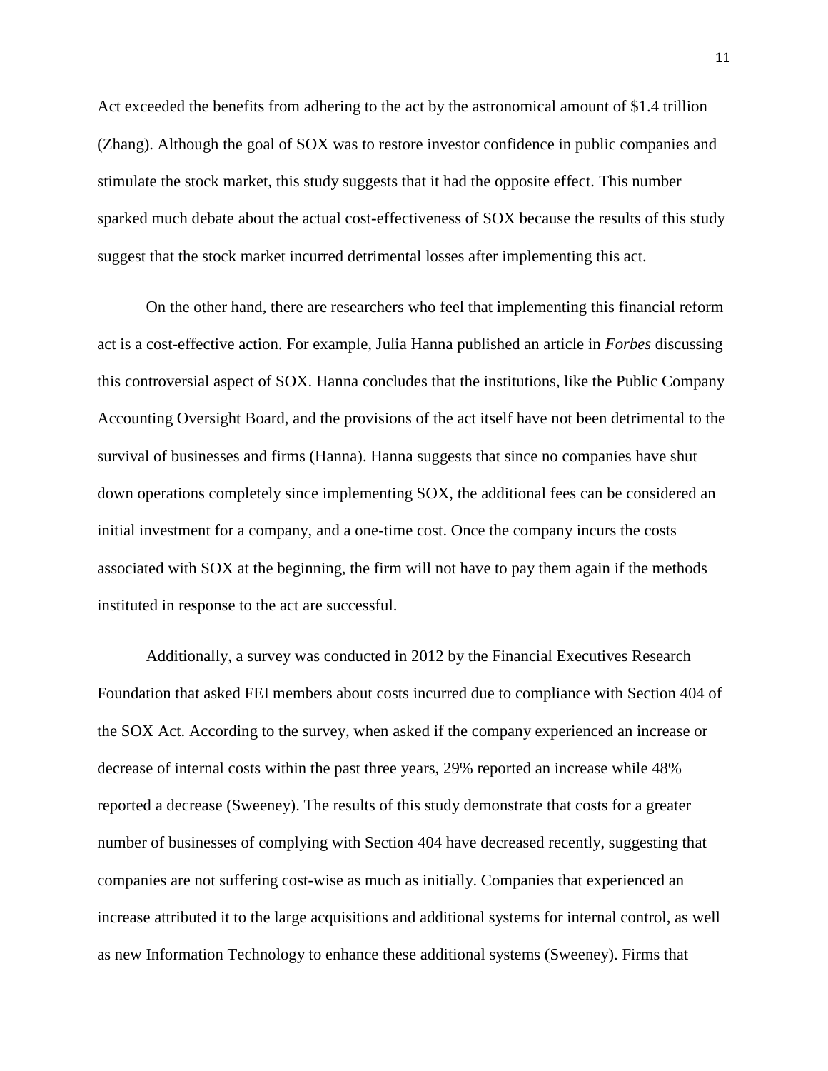Act exceeded the benefits from adhering to the act by the astronomical amount of $1.4 trillion (Zhang). Although the goal of SOX was to restore investor confidence in public companies and stimulate the stock market, this study suggests that it had the opposite effect. This number sparked much debate about the actual cost-effectiveness of SOX because the results of this study suggest that the stock market incurred detrimental losses after implementing this act.

On the other hand, there are researchers who feel that implementing this financial reform act is a cost-effective action. For example, Julia Hanna published an article in *Forbes* discussing this controversial aspect of SOX. Hanna concludes that the institutions, like the Public Company Accounting Oversight Board, and the provisions of the act itself have not been detrimental to the survival of businesses and firms (Hanna). Hanna suggests that since no companies have shut down operations completely since implementing SOX, the additional fees can be considered an initial investment for a company, and a one-time cost. Once the company incurs the costs associated with SOX at the beginning, the firm will not have to pay them again if the methods instituted in response to the act are successful.

Additionally, a survey was conducted in 2012 by the Financial Executives Research Foundation that asked FEI members about costs incurred due to compliance with Section 404 of the SOX Act. According to the survey, when asked if the company experienced an increase or decrease of internal costs within the past three years, 29% reported an increase while 48% reported a decrease (Sweeney). The results of this study demonstrate that costs for a greater number of businesses of complying with Section 404 have decreased recently, suggesting that companies are not suffering cost-wise as much as initially. Companies that experienced an increase attributed it to the large acquisitions and additional systems for internal control, as well as new Information Technology to enhance these additional systems (Sweeney). Firms that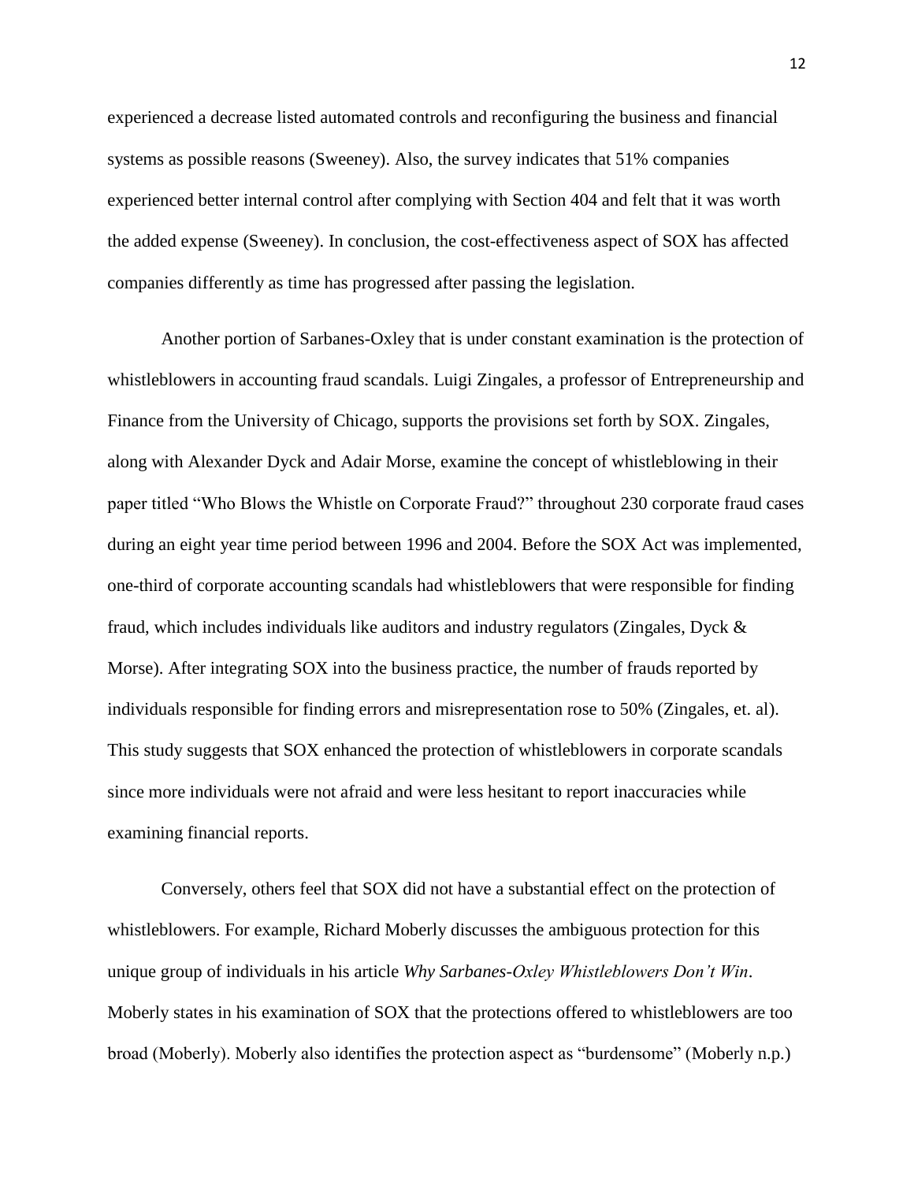experienced a decrease listed automated controls and reconfiguring the business and financial systems as possible reasons (Sweeney). Also, the survey indicates that 51% companies experienced better internal control after complying with Section 404 and felt that it was worth the added expense (Sweeney). In conclusion, the cost-effectiveness aspect of SOX has affected companies differently as time has progressed after passing the legislation.

Another portion of Sarbanes-Oxley that is under constant examination is the protection of whistleblowers in accounting fraud scandals. Luigi Zingales, a professor of Entrepreneurship and Finance from the University of Chicago, supports the provisions set forth by SOX. Zingales, along with Alexander Dyck and Adair Morse, examine the concept of whistleblowing in their paper titled "Who Blows the Whistle on Corporate Fraud?" throughout 230 corporate fraud cases during an eight year time period between 1996 and 2004. Before the SOX Act was implemented, one-third of corporate accounting scandals had whistleblowers that were responsible for finding fraud, which includes individuals like auditors and industry regulators (Zingales, Dyck & Morse). After integrating SOX into the business practice, the number of frauds reported by individuals responsible for finding errors and misrepresentation rose to 50% (Zingales, et. al). This study suggests that SOX enhanced the protection of whistleblowers in corporate scandals since more individuals were not afraid and were less hesitant to report inaccuracies while examining financial reports.

Conversely, others feel that SOX did not have a substantial effect on the protection of whistleblowers. For example, Richard Moberly discusses the ambiguous protection for this unique group of individuals in his article *Why Sarbanes-Oxley Whistleblowers Don't Win*. Moberly states in his examination of SOX that the protections offered to whistleblowers are too broad (Moberly). Moberly also identifies the protection aspect as "burdensome" (Moberly n.p.)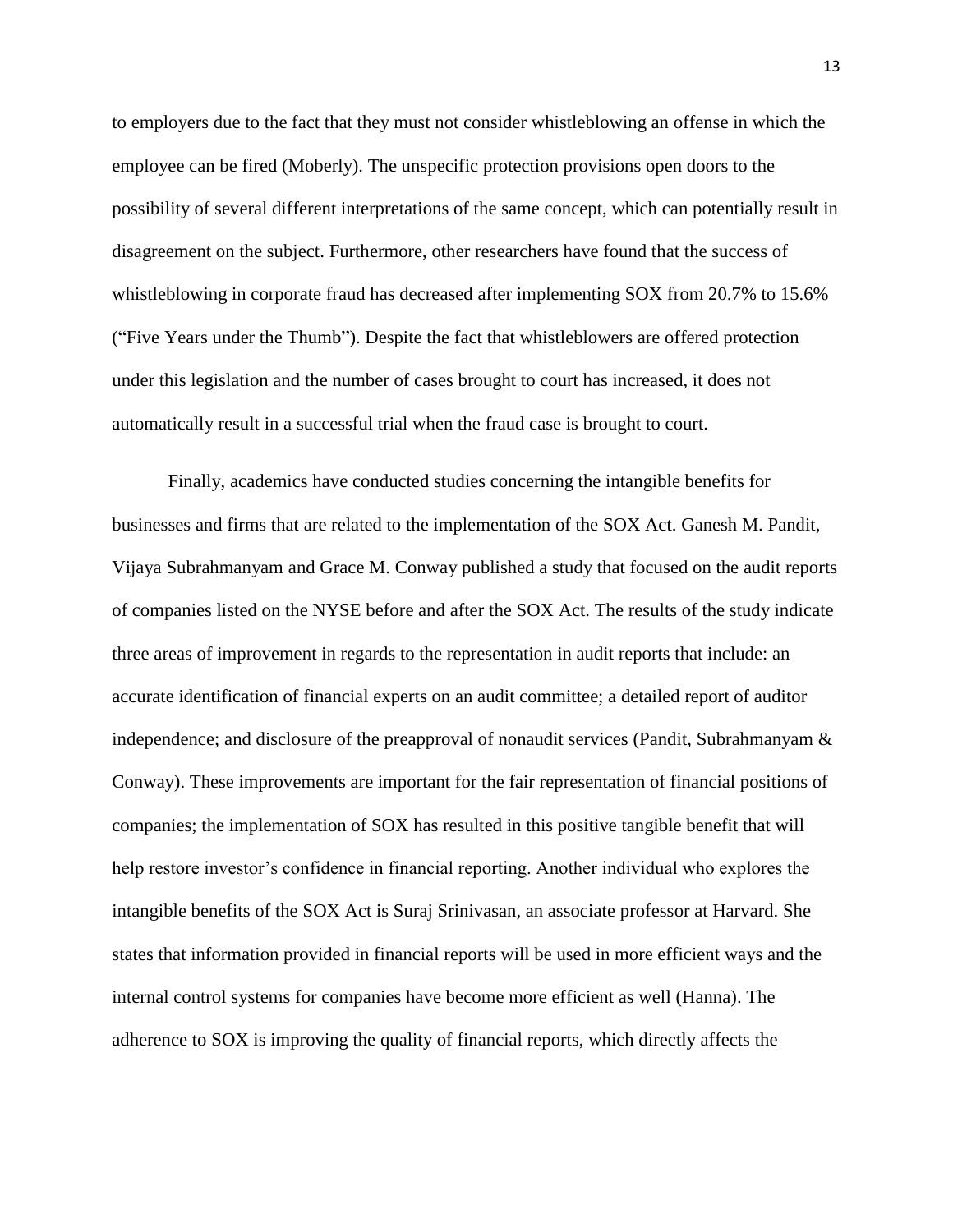to employers due to the fact that they must not consider whistleblowing an offense in which the employee can be fired (Moberly). The unspecific protection provisions open doors to the possibility of several different interpretations of the same concept, which can potentially result in disagreement on the subject. Furthermore, other researchers have found that the success of whistleblowing in corporate fraud has decreased after implementing SOX from 20.7% to 15.6% ("Five Years under the Thumb"). Despite the fact that whistleblowers are offered protection under this legislation and the number of cases brought to court has increased, it does not automatically result in a successful trial when the fraud case is brought to court.

Finally, academics have conducted studies concerning the intangible benefits for businesses and firms that are related to the implementation of the SOX Act. Ganesh M. Pandit, Vijaya Subrahmanyam and Grace M. Conway published a study that focused on the audit reports of companies listed on the NYSE before and after the SOX Act. The results of the study indicate three areas of improvement in regards to the representation in audit reports that include: an accurate identification of financial experts on an audit committee; a detailed report of auditor independence; and disclosure of the preapproval of nonaudit services (Pandit, Subrahmanyam & Conway). These improvements are important for the fair representation of financial positions of companies; the implementation of SOX has resulted in this positive tangible benefit that will help restore investor's confidence in financial reporting. Another individual who explores the intangible benefits of the SOX Act is Suraj Srinivasan, an associate professor at Harvard. She states that information provided in financial reports will be used in more efficient ways and the internal control systems for companies have become more efficient as well (Hanna). The adherence to SOX is improving the quality of financial reports, which directly affects the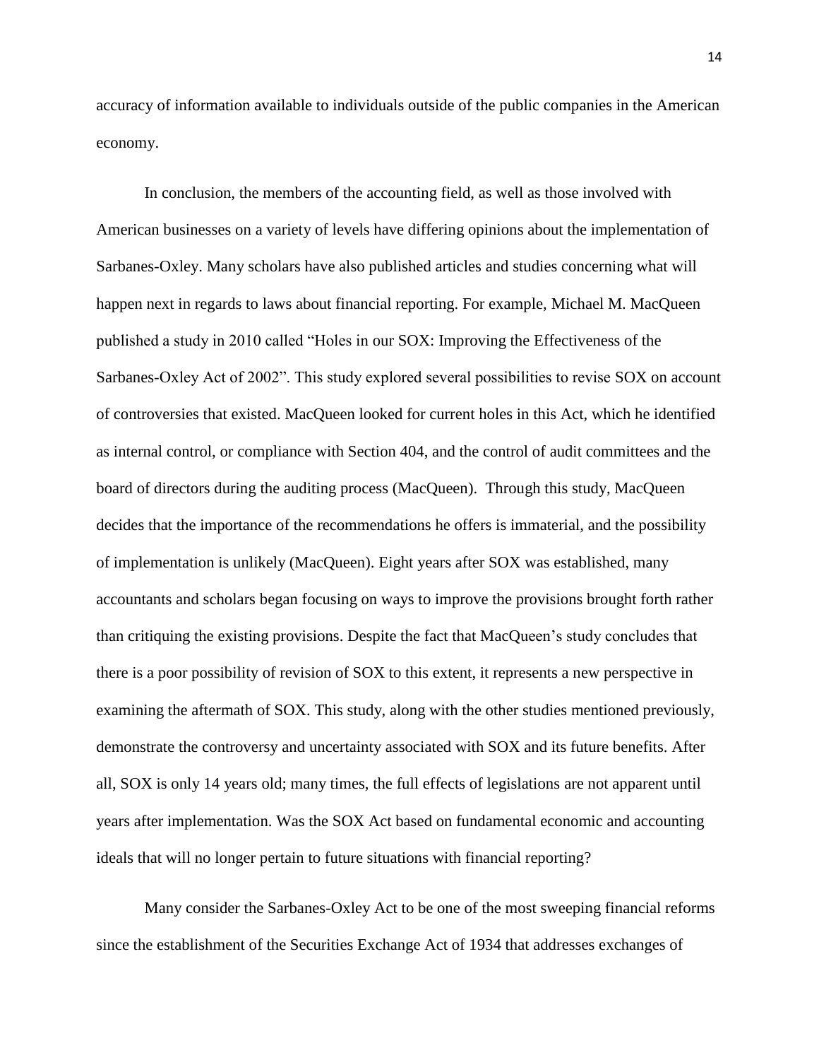accuracy of information available to individuals outside of the public companies in the American economy.

In conclusion, the members of the accounting field, as well as those involved with American businesses on a variety of levels have differing opinions about the implementation of Sarbanes-Oxley. Many scholars have also published articles and studies concerning what will happen next in regards to laws about financial reporting. For example, Michael M. MacQueen published a study in 2010 called "Holes in our SOX: Improving the Effectiveness of the Sarbanes-Oxley Act of 2002". This study explored several possibilities to revise SOX on account of controversies that existed. MacQueen looked for current holes in this Act, which he identified as internal control, or compliance with Section 404, and the control of audit committees and the board of directors during the auditing process (MacQueen). Through this study, MacQueen decides that the importance of the recommendations he offers is immaterial, and the possibility of implementation is unlikely (MacQueen). Eight years after SOX was established, many accountants and scholars began focusing on ways to improve the provisions brought forth rather than critiquing the existing provisions. Despite the fact that MacQueen's study concludes that there is a poor possibility of revision of SOX to this extent, it represents a new perspective in examining the aftermath of SOX. This study, along with the other studies mentioned previously, demonstrate the controversy and uncertainty associated with SOX and its future benefits. After all, SOX is only 14 years old; many times, the full effects of legislations are not apparent until years after implementation. Was the SOX Act based on fundamental economic and accounting ideals that will no longer pertain to future situations with financial reporting?

Many consider the Sarbanes-Oxley Act to be one of the most sweeping financial reforms since the establishment of the Securities Exchange Act of 1934 that addresses exchanges of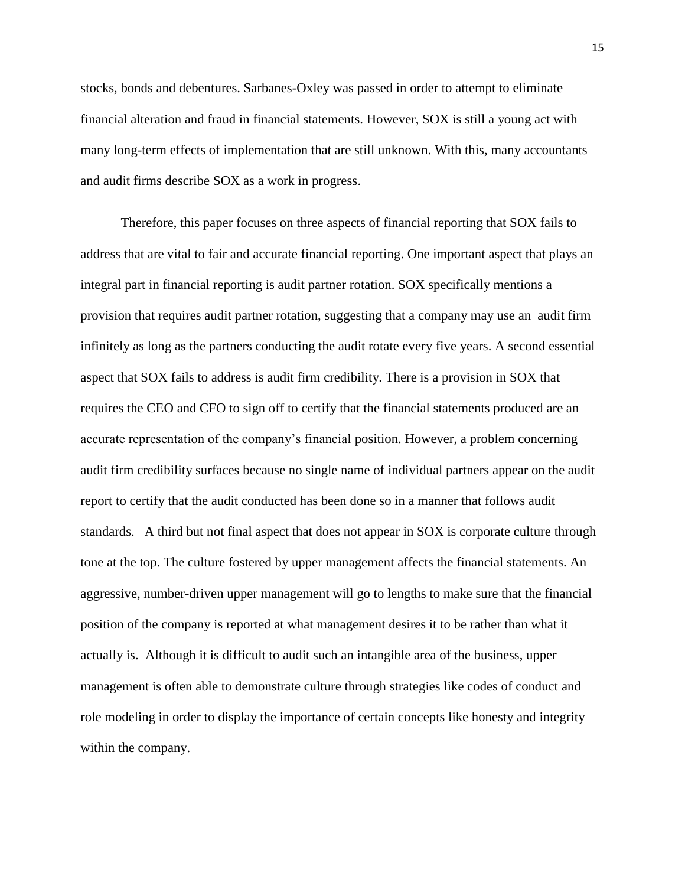stocks, bonds and debentures. Sarbanes-Oxley was passed in order to attempt to eliminate financial alteration and fraud in financial statements. However, SOX is still a young act with many long-term effects of implementation that are still unknown. With this, many accountants and audit firms describe SOX as a work in progress.

Therefore, this paper focuses on three aspects of financial reporting that SOX fails to address that are vital to fair and accurate financial reporting. One important aspect that plays an integral part in financial reporting is audit partner rotation. SOX specifically mentions a provision that requires audit partner rotation, suggesting that a company may use an audit firm infinitely as long as the partners conducting the audit rotate every five years. A second essential aspect that SOX fails to address is audit firm credibility. There is a provision in SOX that requires the CEO and CFO to sign off to certify that the financial statements produced are an accurate representation of the company's financial position. However, a problem concerning audit firm credibility surfaces because no single name of individual partners appear on the audit report to certify that the audit conducted has been done so in a manner that follows audit standards. A third but not final aspect that does not appear in SOX is corporate culture through tone at the top. The culture fostered by upper management affects the financial statements. An aggressive, number-driven upper management will go to lengths to make sure that the financial position of the company is reported at what management desires it to be rather than what it actually is. Although it is difficult to audit such an intangible area of the business, upper management is often able to demonstrate culture through strategies like codes of conduct and role modeling in order to display the importance of certain concepts like honesty and integrity within the company.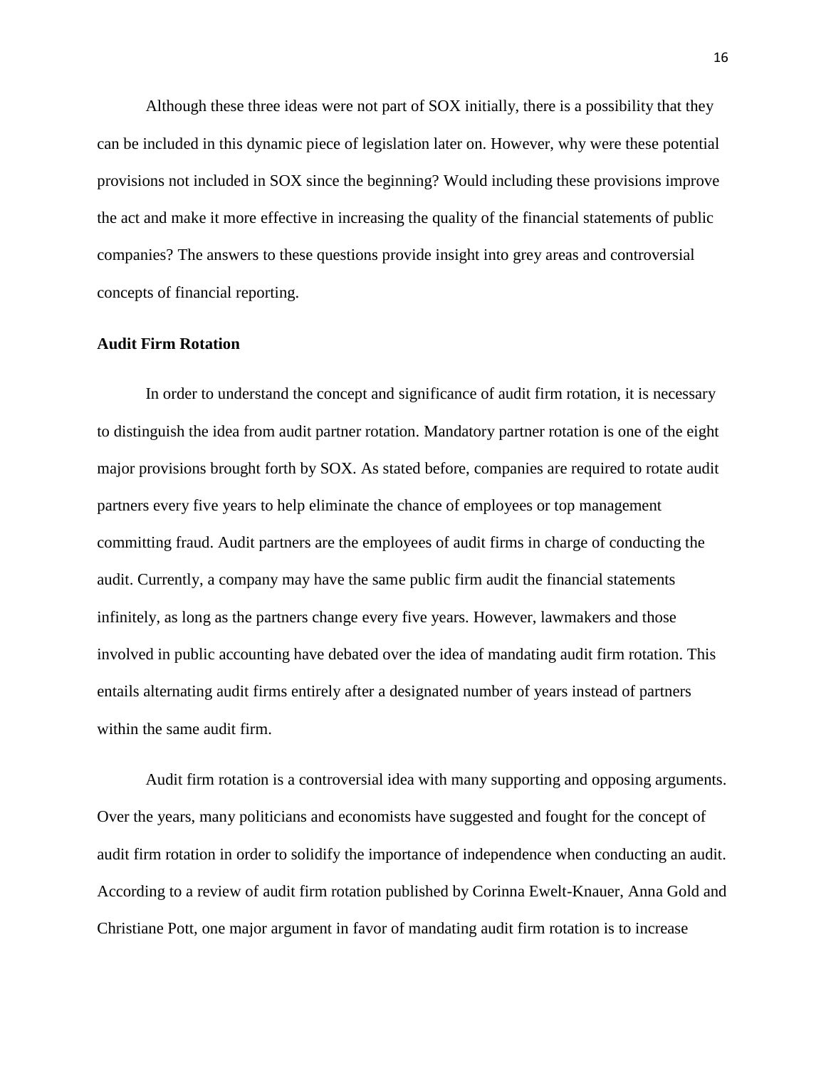Although these three ideas were not part of SOX initially, there is a possibility that they can be included in this dynamic piece of legislation later on. However, why were these potential provisions not included in SOX since the beginning? Would including these provisions improve the act and make it more effective in increasing the quality of the financial statements of public companies? The answers to these questions provide insight into grey areas and controversial concepts of financial reporting.

**Audit Firm Rotation**

In order to understand the concept and significance of audit firm rotation, it is necessary to distinguish the idea from audit partner rotation. Mandatory partner rotation is one of the eight major provisions brought forth by SOX. As stated before, companies are required to rotate audit partners every five years to help eliminate the chance of employees or top management committing fraud. Audit partners are the employees of audit firms in charge of conducting the audit. Currently, a company may have the same public firm audit the financial statements infinitely, as long as the partners change every five years. However, lawmakers and those involved in public accounting have debated over the idea of mandating audit firm rotation. This entails alternating audit firms entirely after a designated number of years instead of partners within the same audit firm.

Audit firm rotation is a controversial idea with many supporting and opposing arguments. Over the years, many politicians and economists have suggested and fought for the concept of audit firm rotation in order to solidify the importance of independence when conducting an audit. According to a review of audit firm rotation published by Corinna Ewelt-Knauer, Anna Gold and Christiane Pott, one major argument in favor of mandating audit firm rotation is to increase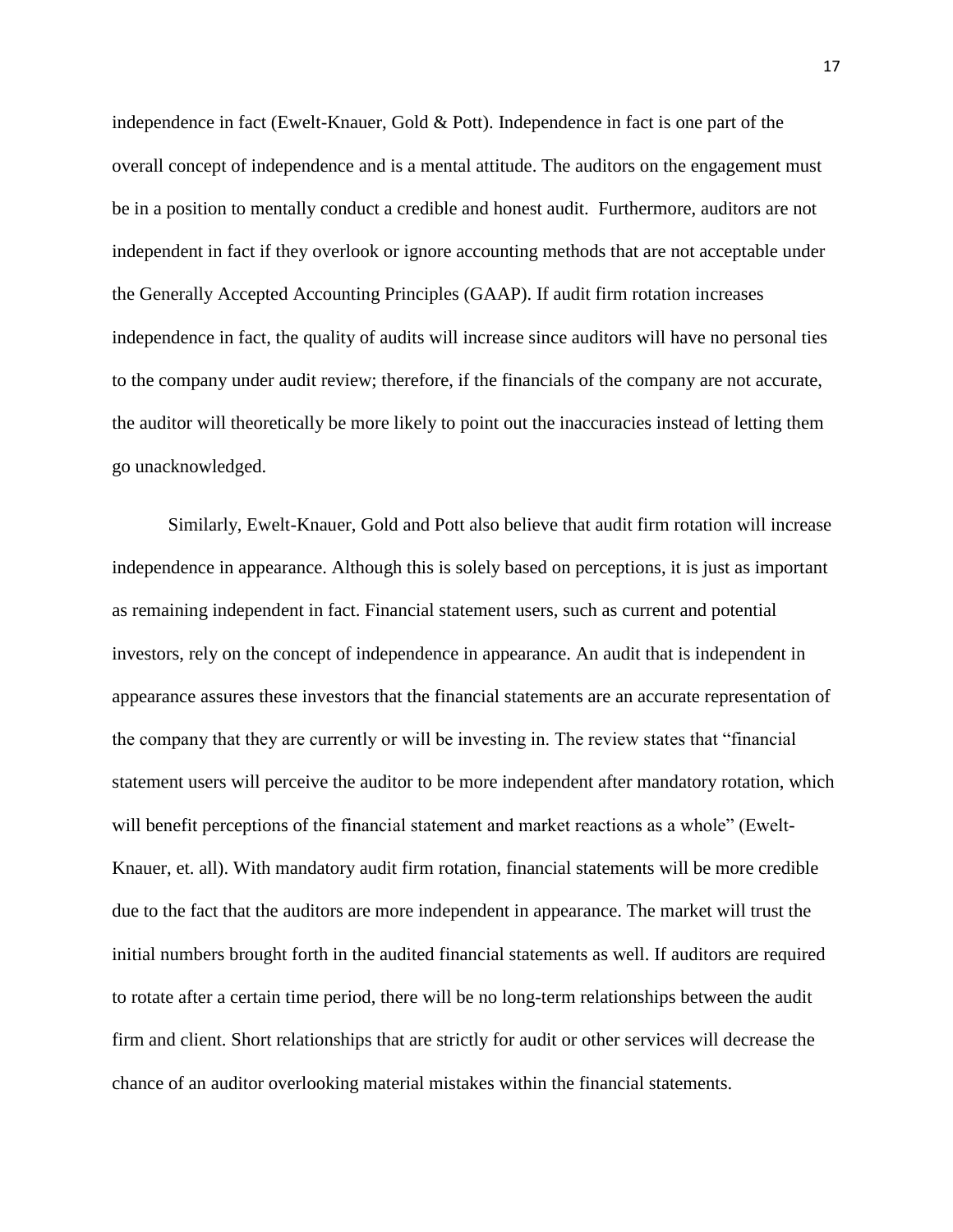independence in fact (Ewelt-Knauer, Gold & Pott). Independence in fact is one part of the overall concept of independence and is a mental attitude. The auditors on the engagement must be in a position to mentally conduct a credible and honest audit. Furthermore, auditors are not independent in fact if they overlook or ignore accounting methods that are not acceptable under the Generally Accepted Accounting Principles (GAAP). If audit firm rotation increases independence in fact, the quality of audits will increase since auditors will have no personal ties to the company under audit review; therefore, if the financials of the company are not accurate, the auditor will theoretically be more likely to point out the inaccuracies instead of letting them go unacknowledged.

Similarly, Ewelt-Knauer, Gold and Pott also believe that audit firm rotation will increase independence in appearance. Although this is solely based on perceptions, it is just as important as remaining independent in fact. Financial statement users, such as current and potential investors, rely on the concept of independence in appearance. An audit that is independent in appearance assures these investors that the financial statements are an accurate representation of the company that they are currently or will be investing in. The review states that "financial statement users will perceive the auditor to be more independent after mandatory rotation, which will benefit perceptions of the financial statement and market reactions as a whole" (Ewelt-Knauer, et. all). With mandatory audit firm rotation, financial statements will be more credible due to the fact that the auditors are more independent in appearance. The market will trust the initial numbers brought forth in the audited financial statements as well. If auditors are required to rotate after a certain time period, there will be no long-term relationships between the audit firm and client. Short relationships that are strictly for audit or other services will decrease the chance of an auditor overlooking material mistakes within the financial statements.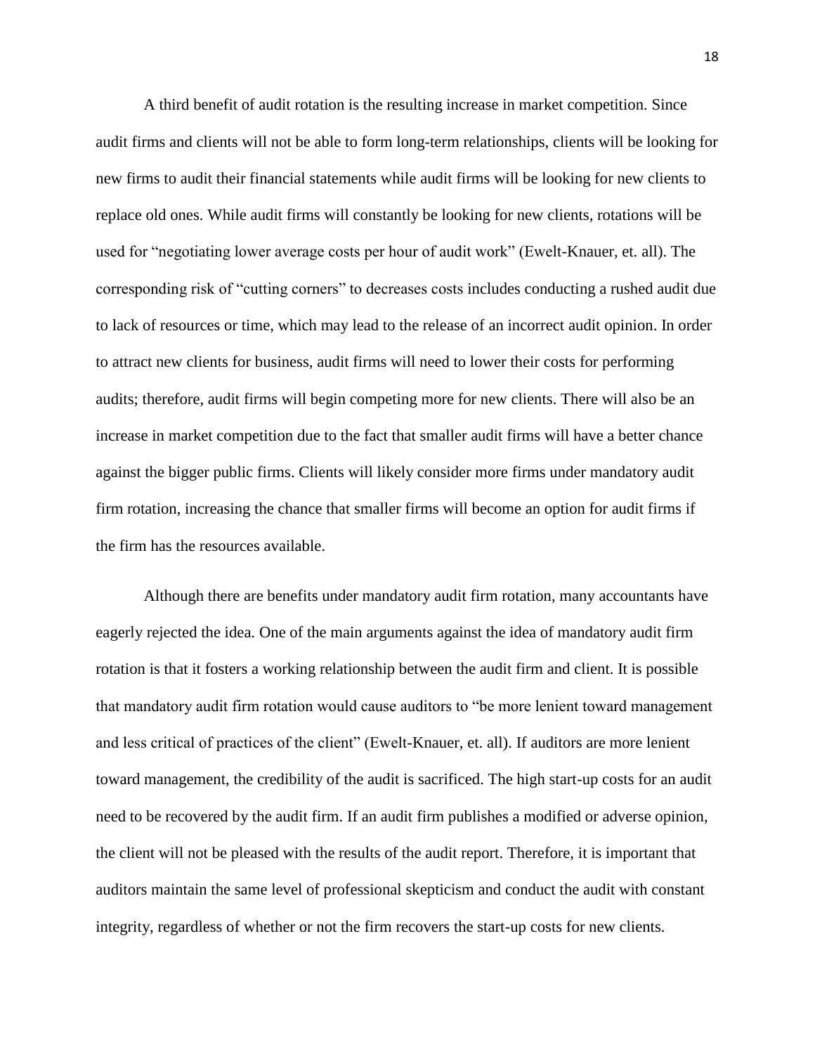A third benefit of audit rotation is the resulting increase in market competition. Since audit firms and clients will not be able to form long-term relationships, clients will be looking for new firms to audit their financial statements while audit firms will be looking for new clients to replace old ones. While audit firms will constantly be looking for new clients, rotations will be used for "negotiating lower average costs per hour of audit work" (Ewelt-Knauer, et. all). The corresponding risk of "cutting corners" to decreases costs includes conducting a rushed audit due to lack of resources or time, which may lead to the release of an incorrect audit opinion. In order to attract new clients for business, audit firms will need to lower their costs for performing audits; therefore, audit firms will begin competing more for new clients. There will also be an increase in market competition due to the fact that smaller audit firms will have a better chance against the bigger public firms. Clients will likely consider more firms under mandatory audit firm rotation, increasing the chance that smaller firms will become an option for audit firms if the firm has the resources available.

Although there are benefits under mandatory audit firm rotation, many accountants have eagerly rejected the idea. One of the main arguments against the idea of mandatory audit firm rotation is that it fosters a working relationship between the audit firm and client. It is possible that mandatory audit firm rotation would cause auditors to "be more lenient toward management and less critical of practices of the client" (Ewelt-Knauer, et. all). If auditors are more lenient toward management, the credibility of the audit is sacrificed. The high start-up costs for an audit need to be recovered by the audit firm. If an audit firm publishes a modified or adverse opinion, the client will not be pleased with the results of the audit report. Therefore, it is important that auditors maintain the same level of professional skepticism and conduct the audit with constant integrity, regardless of whether or not the firm recovers the start-up costs for new clients.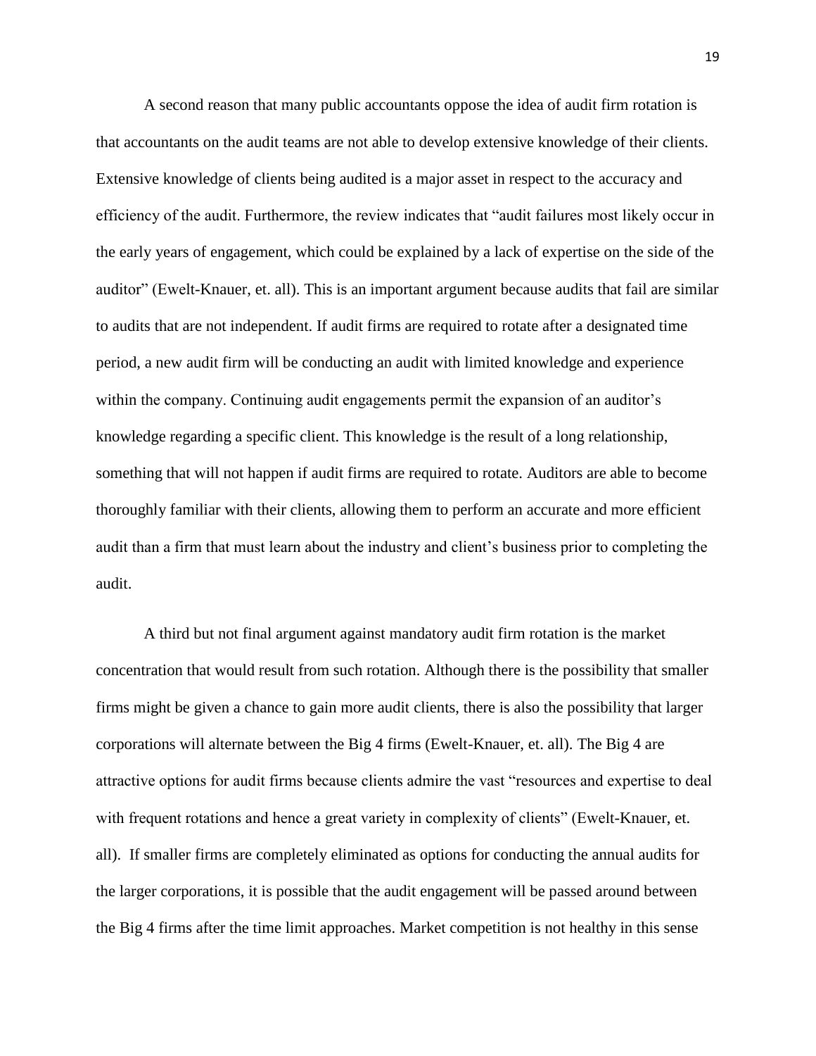A second reason that many public accountants oppose the idea of audit firm rotation is that accountants on the audit teams are not able to develop extensive knowledge of their clients. Extensive knowledge of clients being audited is a major asset in respect to the accuracy and efficiency of the audit. Furthermore, the review indicates that "audit failures most likely occur in the early years of engagement, which could be explained by a lack of expertise on the side of the auditor" (Ewelt-Knauer, et. all). This is an important argument because audits that fail are similar to audits that are not independent. If audit firms are required to rotate after a designated time period, a new audit firm will be conducting an audit with limited knowledge and experience within the company. Continuing audit engagements permit the expansion of an auditor's knowledge regarding a specific client. This knowledge is the result of a long relationship, something that will not happen if audit firms are required to rotate. Auditors are able to become thoroughly familiar with their clients, allowing them to perform an accurate and more efficient audit than a firm that must learn about the industry and client's business prior to completing the audit.

A third but not final argument against mandatory audit firm rotation is the market concentration that would result from such rotation. Although there is the possibility that smaller firms might be given a chance to gain more audit clients, there is also the possibility that larger corporations will alternate between the Big 4 firms (Ewelt-Knauer, et. all). The Big 4 are attractive options for audit firms because clients admire the vast "resources and expertise to deal with frequent rotations and hence a great variety in complexity of clients" (Ewelt-Knauer, et. all). If smaller firms are completely eliminated as options for conducting the annual audits for the larger corporations, it is possible that the audit engagement will be passed around between the Big 4 firms after the time limit approaches. Market competition is not healthy in this sense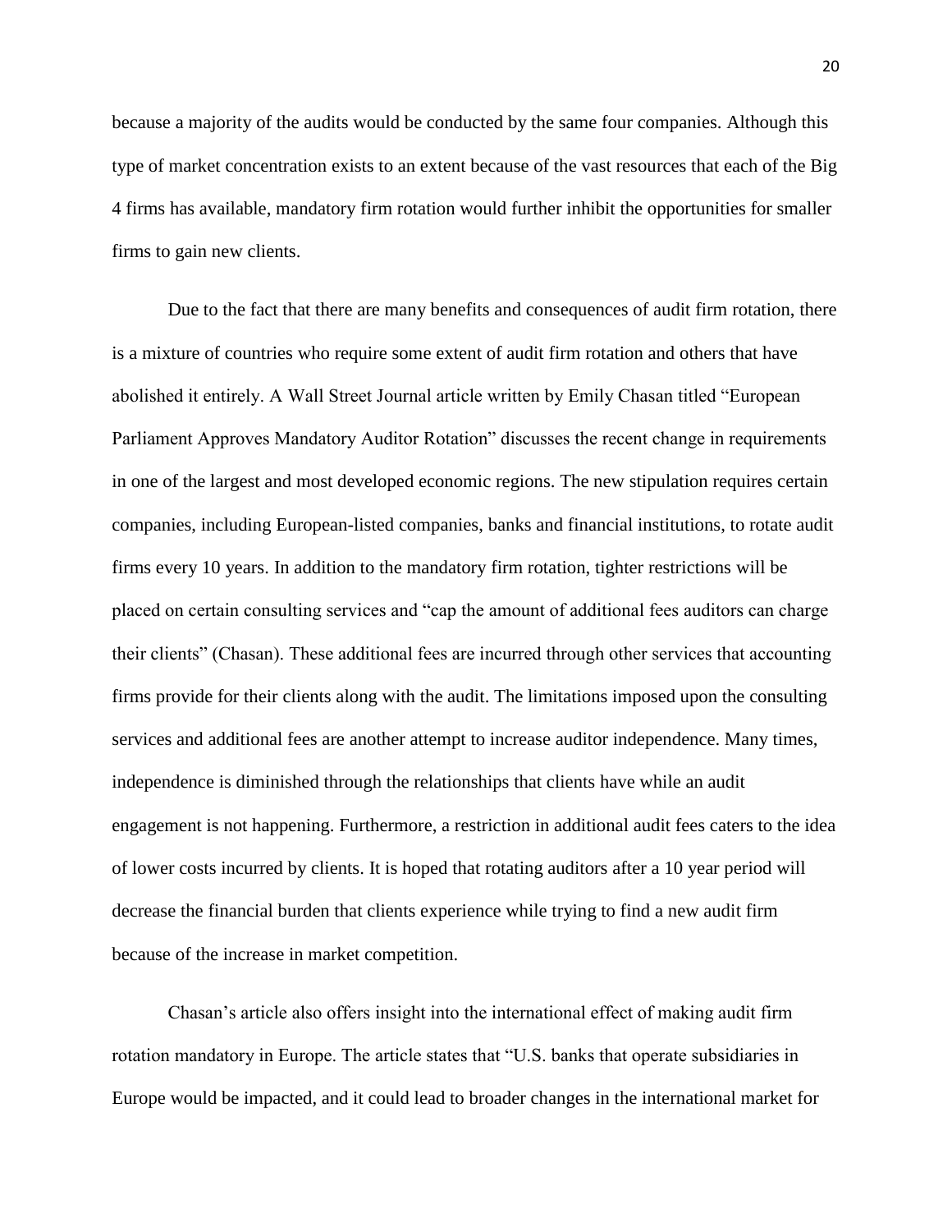because a majority of the audits would be conducted by the same four companies. Although this type of market concentration exists to an extent because of the vast resources that each of the Big 4 firms has available, mandatory firm rotation would further inhibit the opportunities for smaller firms to gain new clients.

Due to the fact that there are many benefits and consequences of audit firm rotation, there is a mixture of countries who require some extent of audit firm rotation and others that have abolished it entirely. A Wall Street Journal article written by Emily Chasan titled "European Parliament Approves Mandatory Auditor Rotation" discusses the recent change in requirements in one of the largest and most developed economic regions. The new stipulation requires certain companies, including European-listed companies, banks and financial institutions, to rotate audit firms every 10 years. In addition to the mandatory firm rotation, tighter restrictions will be placed on certain consulting services and "cap the amount of additional fees auditors can charge their clients" (Chasan). These additional fees are incurred through other services that accounting firms provide for their clients along with the audit. The limitations imposed upon the consulting services and additional fees are another attempt to increase auditor independence. Many times, independence is diminished through the relationships that clients have while an audit engagement is not happening. Furthermore, a restriction in additional audit fees caters to the idea of lower costs incurred by clients. It is hoped that rotating auditors after a 10 year period will decrease the financial burden that clients experience while trying to find a new audit firm because of the increase in market competition.

Chasan's article also offers insight into the international effect of making audit firm rotation mandatory in Europe. The article states that "U.S. banks that operate subsidiaries in Europe would be impacted, and it could lead to broader changes in the international market for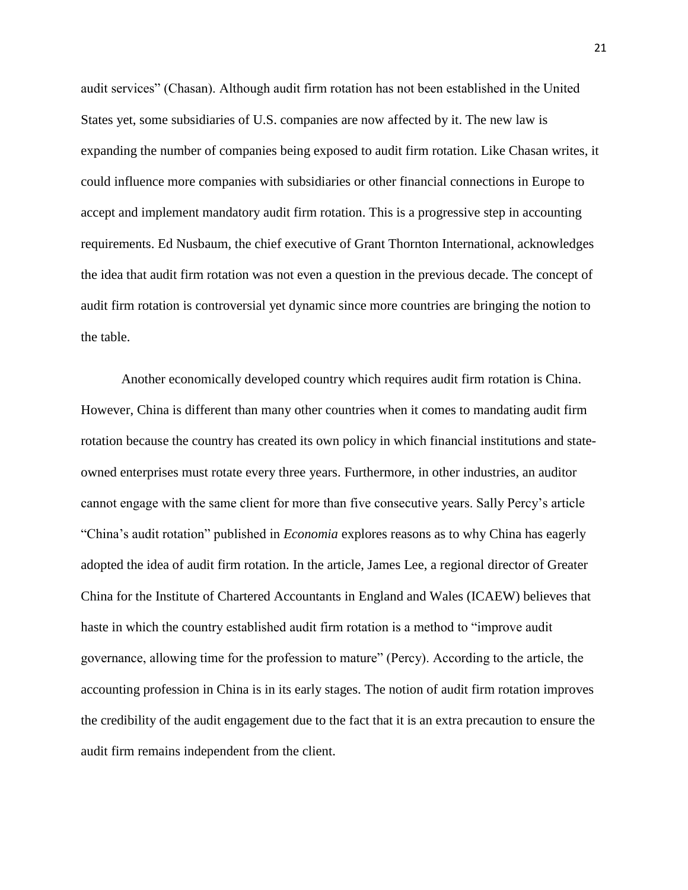audit services" (Chasan). Although audit firm rotation has not been established in the United States yet, some subsidiaries of U.S. companies are now affected by it. The new law is expanding the number of companies being exposed to audit firm rotation. Like Chasan writes, it could influence more companies with subsidiaries or other financial connections in Europe to accept and implement mandatory audit firm rotation. This is a progressive step in accounting requirements. Ed Nusbaum, the chief executive of Grant Thornton International, acknowledges the idea that audit firm rotation was not even a question in the previous decade. The concept of audit firm rotation is controversial yet dynamic since more countries are bringing the notion to the table.

Another economically developed country which requires audit firm rotation is China. However, China is different than many other countries when it comes to mandating audit firm rotation because the country has created its own policy in which financial institutions and state-owned enterprises must rotate every three years. Furthermore, in other industries, an auditor cannot engage with the same client for more than five consecutive years. Sally Percy's article "China's audit rotation" published in *Economia* explores reasons as to why China has eagerly adopted the idea of audit firm rotation. In the article, James Lee, a regional director of Greater China for the Institute of Chartered Accountants in England and Wales (ICAEW) believes that haste in which the country established audit firm rotation is a method to "improve audit governance, allowing time for the profession to mature" (Percy). According to the article, the accounting profession in China is in its early stages. The notion of audit firm rotation improves the credibility of the audit engagement due to the fact that it is an extra precaution to ensure the audit firm remains independent from the client.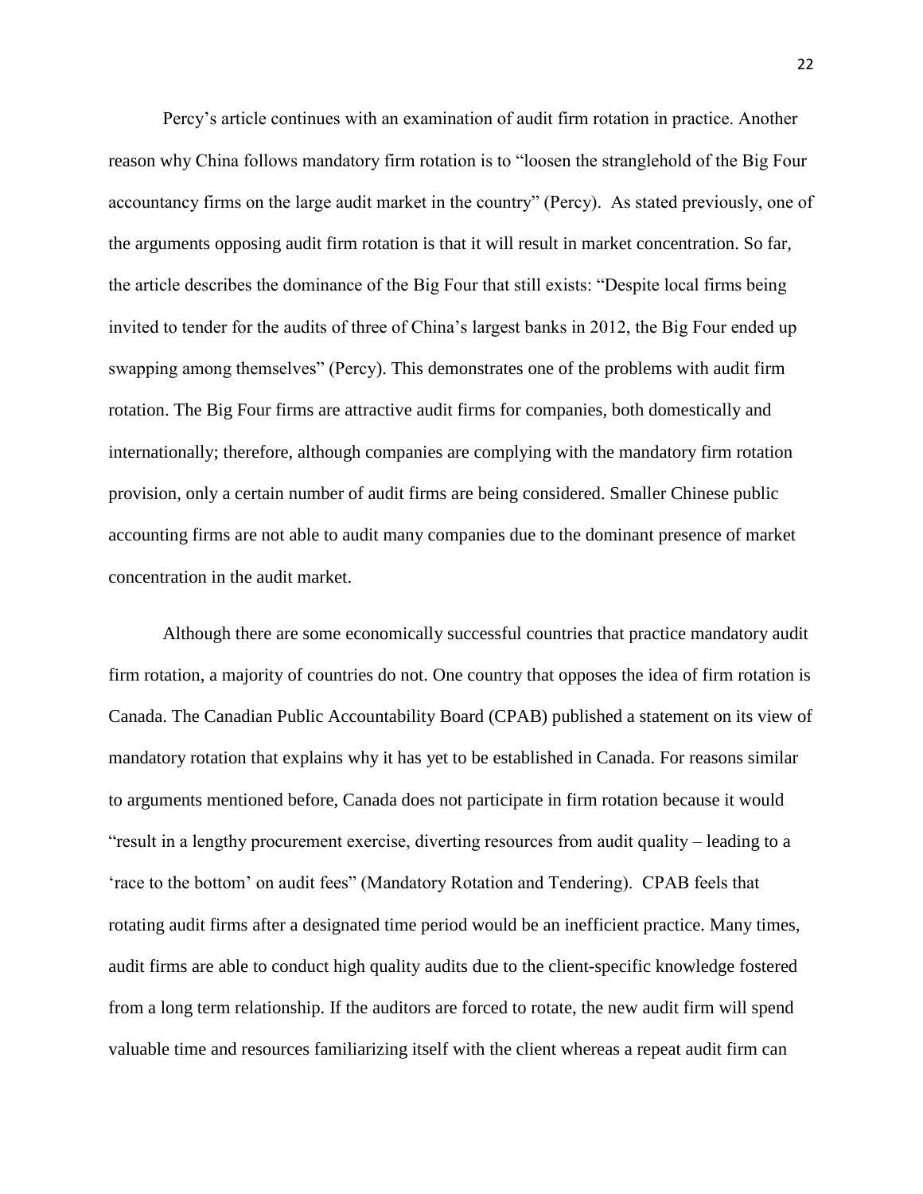Percy's article continues with an examination of audit firm rotation in practice. Another reason why China follows mandatory firm rotation is to "loosen the stranglehold of the Big Four accountancy firms on the large audit market in the country" (Percy). As stated previously, one of the arguments opposing audit firm rotation is that it will result in market concentration. So far, the article describes the dominance of the Big Four that still exists: "Despite local firms being invited to tender for the audits of three of China's largest banks in 2012, the Big Four ended up swapping among themselves" (Percy). This demonstrates one of the problems with audit firm rotation. The Big Four firms are attractive audit firms for companies, both domestically and internationally; therefore, although companies are complying with the mandatory firm rotation provision, only a certain number of audit firms are being considered. Smaller Chinese public accounting firms are not able to audit many companies due to the dominant presence of market concentration in the audit market.

Although there are some economically successful countries that practice mandatory audit firm rotation, a majority of countries do not. One country that opposes the idea of firm rotation is Canada. The Canadian Public Accountability Board (CPAB) published a statement on its view of mandatory rotation that explains why it has yet to be established in Canada. For reasons similar to arguments mentioned before, Canada does not participate in firm rotation because it would "result in a lengthy procurement exercise, diverting resources from audit quality – leading to a 'race to the bottom' on audit fees" (Mandatory Rotation and Tendering). CPAB feels that rotating audit firms after a designated time period would be an inefficient practice. Many times, audit firms are able to conduct high quality audits due to the client-specific knowledge fostered from a long term relationship. If the auditors are forced to rotate, the new audit firm will spend valuable time and resources familiarizing itself with the client whereas a repeat audit firm can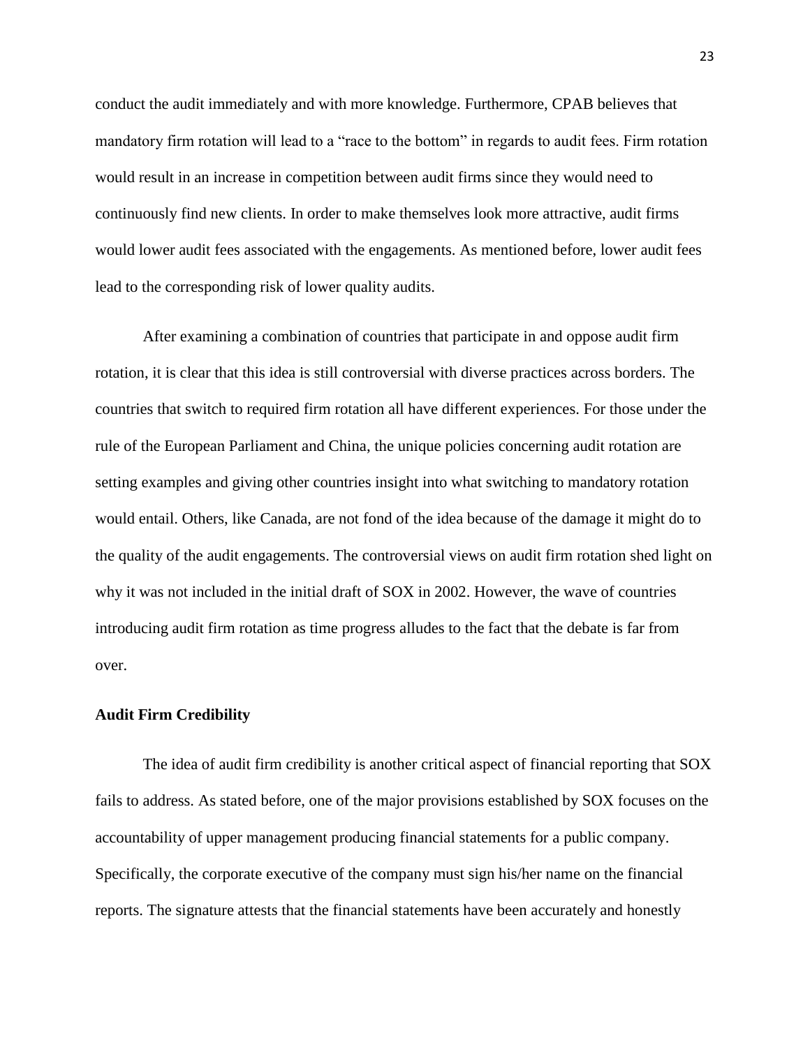conduct the audit immediately and with more knowledge. Furthermore, CPAB believes that mandatory firm rotation will lead to a "race to the bottom" in regards to audit fees. Firm rotation would result in an increase in competition between audit firms since they would need to continuously find new clients. In order to make themselves look more attractive, audit firms would lower audit fees associated with the engagements. As mentioned before, lower audit fees lead to the corresponding risk of lower quality audits.

After examining a combination of countries that participate in and oppose audit firm rotation, it is clear that this idea is still controversial with diverse practices across borders. The countries that switch to required firm rotation all have different experiences. For those under the rule of the European Parliament and China, the unique policies concerning audit rotation are setting examples and giving other countries insight into what switching to mandatory rotation would entail. Others, like Canada, are not fond of the idea because of the damage it might do to the quality of the audit engagements. The controversial views on audit firm rotation shed light on why it was not included in the initial draft of SOX in 2002. However, the wave of countries introducing audit firm rotation as time progress alludes to the fact that the debate is far from over.

**Audit Firm Credibility**

The idea of audit firm credibility is another critical aspect of financial reporting that SOX fails to address. As stated before, one of the major provisions established by SOX focuses on the accountability of upper management producing financial statements for a public company. Specifically, the corporate executive of the company must sign his/her name on the financial reports. The signature attests that the financial statements have been accurately and honestly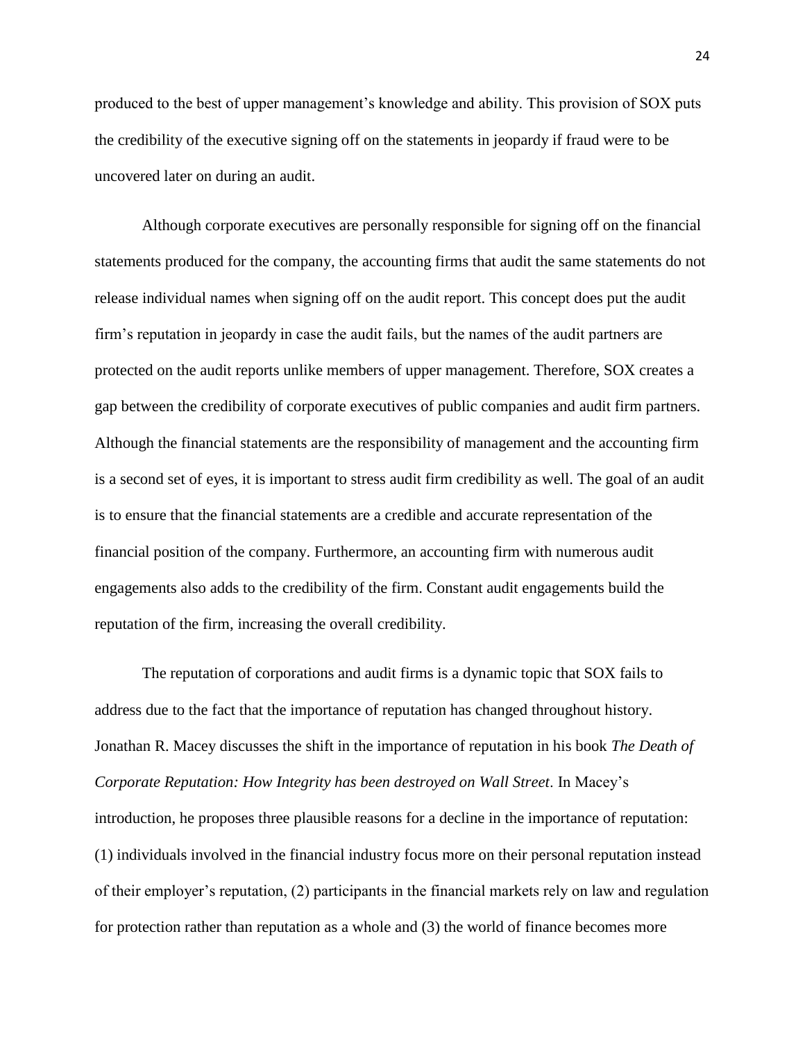produced to the best of upper management's knowledge and ability. This provision of SOX puts the credibility of the executive signing off on the statements in jeopardy if fraud were to be uncovered later on during an audit.

Although corporate executives are personally responsible for signing off on the financial statements produced for the company, the accounting firms that audit the same statements do not release individual names when signing off on the audit report. This concept does put the audit firm's reputation in jeopardy in case the audit fails, but the names of the audit partners are protected on the audit reports unlike members of upper management. Therefore, SOX creates a gap between the credibility of corporate executives of public companies and audit firm partners. Although the financial statements are the responsibility of management and the accounting firm is a second set of eyes, it is important to stress audit firm credibility as well. The goal of an audit is to ensure that the financial statements are a credible and accurate representation of the financial position of the company. Furthermore, an accounting firm with numerous audit engagements also adds to the credibility of the firm. Constant audit engagements build the reputation of the firm, increasing the overall credibility.

The reputation of corporations and audit firms is a dynamic topic that SOX fails to address due to the fact that the importance of reputation has changed throughout history. Jonathan R. Macey discusses the shift in the importance of reputation in his book *The Death of Corporate Reputation: How Integrity has been destroyed on Wall Street*. In Macey's introduction, he proposes three plausible reasons for a decline in the importance of reputation: (1) individuals involved in the financial industry focus more on their personal reputation instead of their employer's reputation, (2) participants in the financial markets rely on law and regulation for protection rather than reputation as a whole and (3) the world of finance becomes more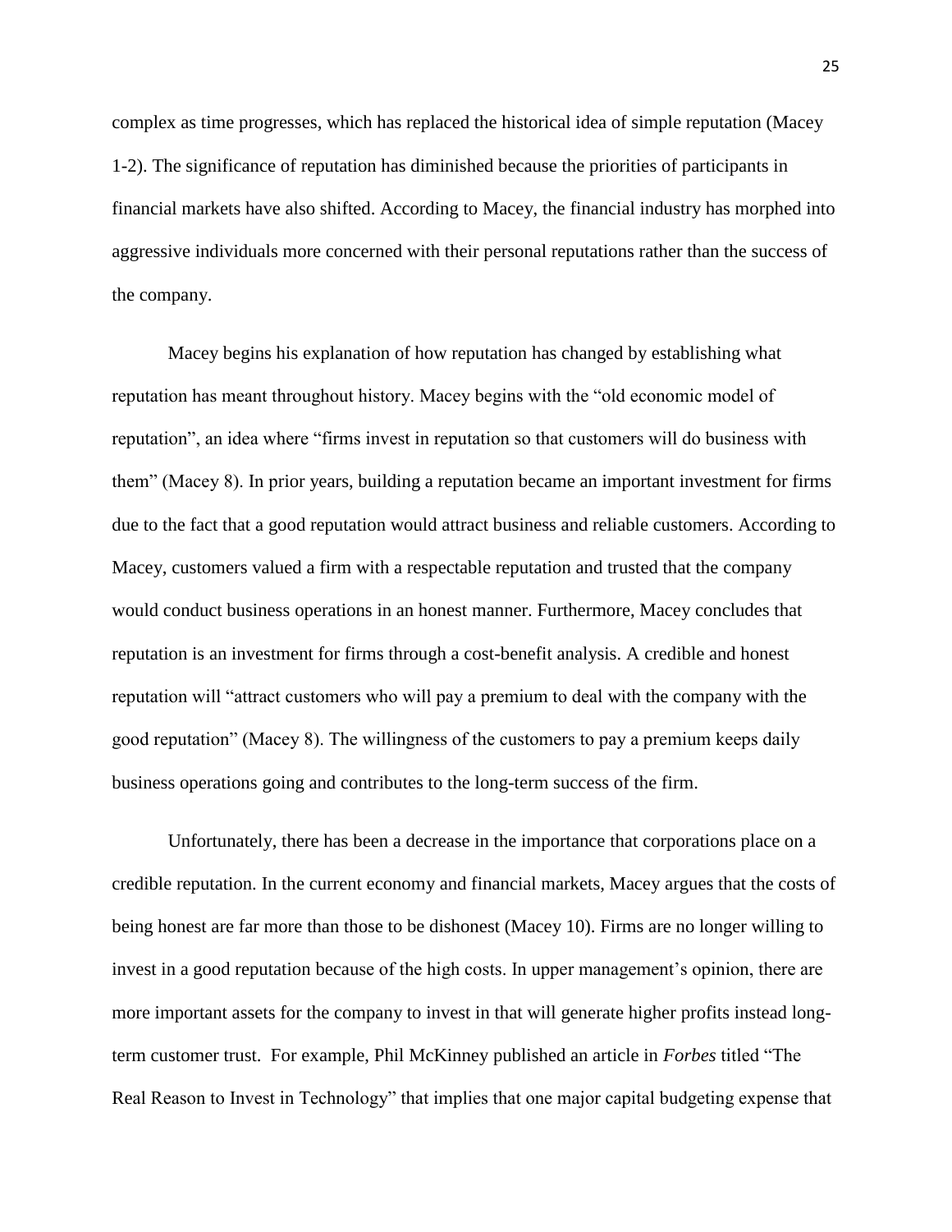complex as time progresses, which has replaced the historical idea of simple reputation (Macey 1-2). The significance of reputation has diminished because the priorities of participants in financial markets have also shifted. According to Macey, the financial industry has morphed into aggressive individuals more concerned with their personal reputations rather than the success of the company.

Macey begins his explanation of how reputation has changed by establishing what reputation has meant throughout history. Macey begins with the "old economic model of reputation", an idea where "firms invest in reputation so that customers will do business with them" (Macey 8). In prior years, building a reputation became an important investment for firms due to the fact that a good reputation would attract business and reliable customers. According to Macey, customers valued a firm with a respectable reputation and trusted that the company would conduct business operations in an honest manner. Furthermore, Macey concludes that reputation is an investment for firms through a cost-benefit analysis. A credible and honest reputation will "attract customers who will pay a premium to deal with the company with the good reputation" (Macey 8). The willingness of the customers to pay a premium keeps daily business operations going and contributes to the long-term success of the firm.

Unfortunately, there has been a decrease in the importance that corporations place on a credible reputation. In the current economy and financial markets, Macey argues that the costs of being honest are far more than those to be dishonest (Macey 10). Firms are no longer willing to invest in a good reputation because of the high costs. In upper management's opinion, there are more important assets for the company to invest in that will generate higher profits instead long-term customer trust. For example, Phil McKinney published an article in *Forbes* titled "The Real Reason to Invest in Technology" that implies that one major capital budgeting expense that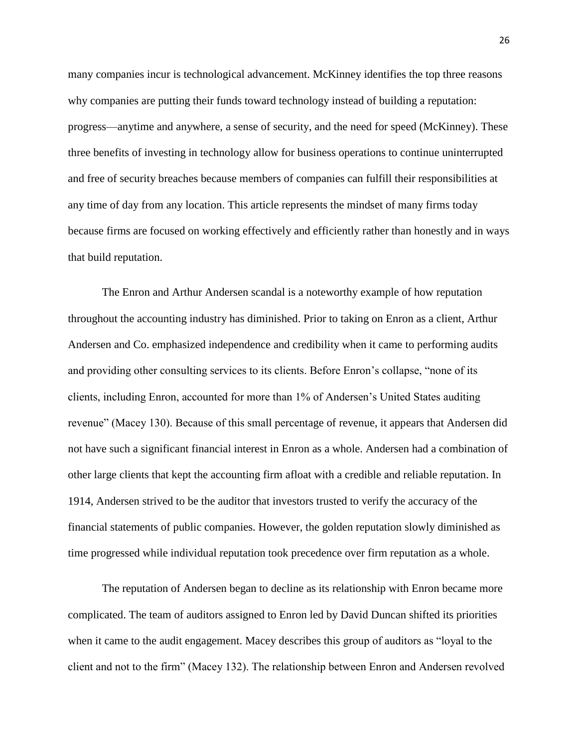many companies incur is technological advancement. McKinney identifies the top three reasons why companies are putting their funds toward technology instead of building a reputation: progress—anytime and anywhere, a sense of security, and the need for speed (McKinney). These three benefits of investing in technology allow for business operations to continue uninterrupted and free of security breaches because members of companies can fulfill their responsibilities at any time of day from any location. This article represents the mindset of many firms today because firms are focused on working effectively and efficiently rather than honestly and in ways that build reputation.

The Enron and Arthur Andersen scandal is a noteworthy example of how reputation throughout the accounting industry has diminished. Prior to taking on Enron as a client, Arthur Andersen and Co. emphasized independence and credibility when it came to performing audits and providing other consulting services to its clients. Before Enron's collapse, "none of its clients, including Enron, accounted for more than 1% of Andersen's United States auditing revenue" (Macey 130). Because of this small percentage of revenue, it appears that Andersen did not have such a significant financial interest in Enron as a whole. Andersen had a combination of other large clients that kept the accounting firm afloat with a credible and reliable reputation. In 1914, Andersen strived to be the auditor that investors trusted to verify the accuracy of the financial statements of public companies. However, the golden reputation slowly diminished as time progressed while individual reputation took precedence over firm reputation as a whole.

The reputation of Andersen began to decline as its relationship with Enron became more complicated. The team of auditors assigned to Enron led by David Duncan shifted its priorities when it came to the audit engagement. Macey describes this group of auditors as "loyal to the client and not to the firm" (Macey 132). The relationship between Enron and Andersen revolved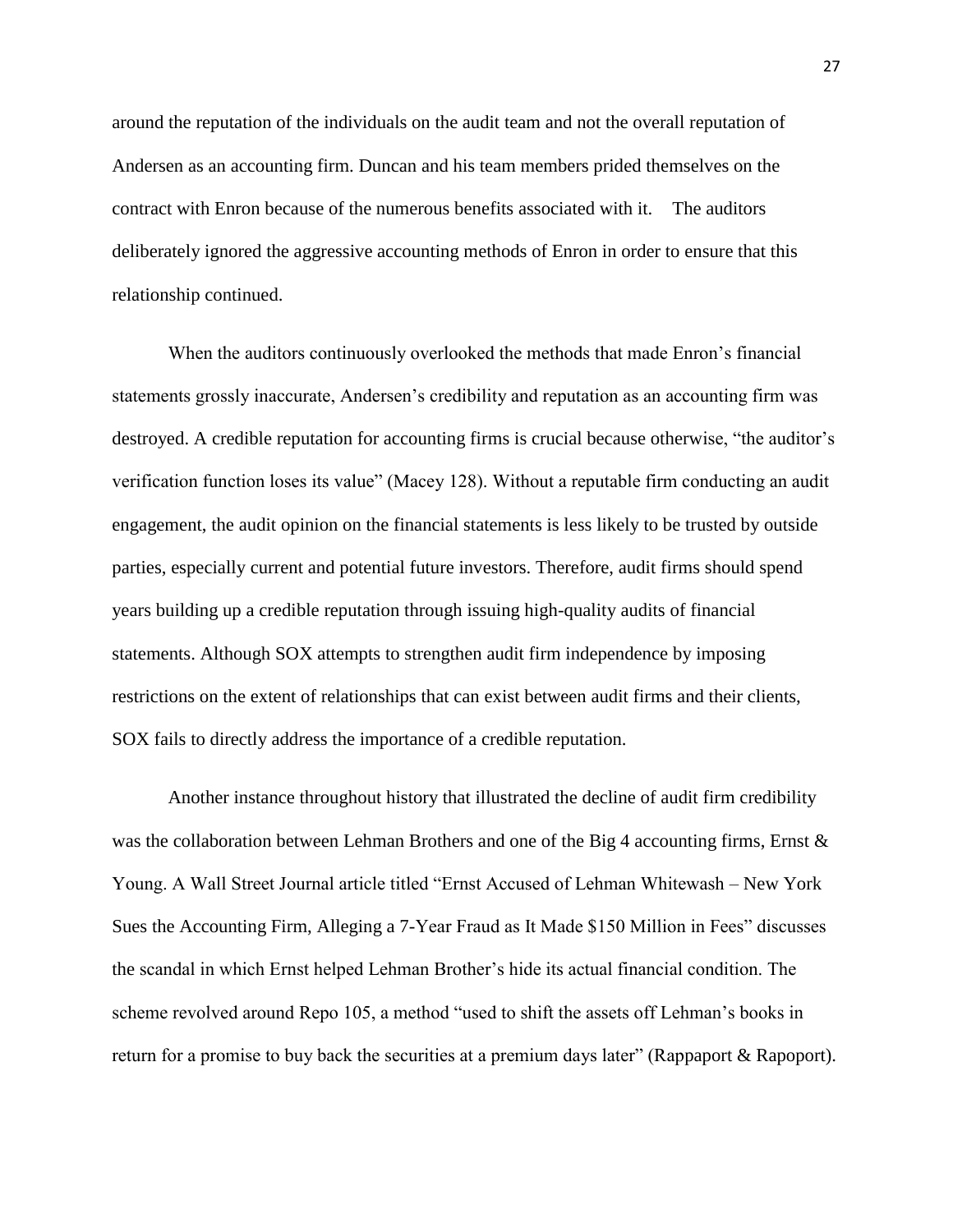around the reputation of the individuals on the audit team and not the overall reputation of Andersen as an accounting firm. Duncan and his team members prided themselves on the contract with Enron because of the numerous benefits associated with it. The auditors deliberately ignored the aggressive accounting methods of Enron in order to ensure that this relationship continued.

When the auditors continuously overlooked the methods that made Enron's financial statements grossly inaccurate, Andersen's credibility and reputation as an accounting firm was destroyed. A credible reputation for accounting firms is crucial because otherwise, "the auditor's verification function loses its value" (Macey 128). Without a reputable firm conducting an audit engagement, the audit opinion on the financial statements is less likely to be trusted by outside parties, especially current and potential future investors. Therefore, audit firms should spend years building up a credible reputation through issuing high-quality audits of financial statements. Although SOX attempts to strengthen audit firm independence by imposing restrictions on the extent of relationships that can exist between audit firms and their clients, SOX fails to directly address the importance of a credible reputation.

Another instance throughout history that illustrated the decline of audit firm credibility was the collaboration between Lehman Brothers and one of the Big 4 accounting firms, Ernst & Young. A Wall Street Journal article titled "Ernst Accused of Lehman Whitewash – New York Sues the Accounting Firm, Alleging a 7-Year Fraud as It Made $150 Million in Fees" discusses the scandal in which Ernst helped Lehman Brother's hide its actual financial condition. The scheme revolved around Repo 105, a method "used to shift the assets off Lehman's books in return for a promise to buy back the securities at a premium days later" (Rappaport & Rapoport).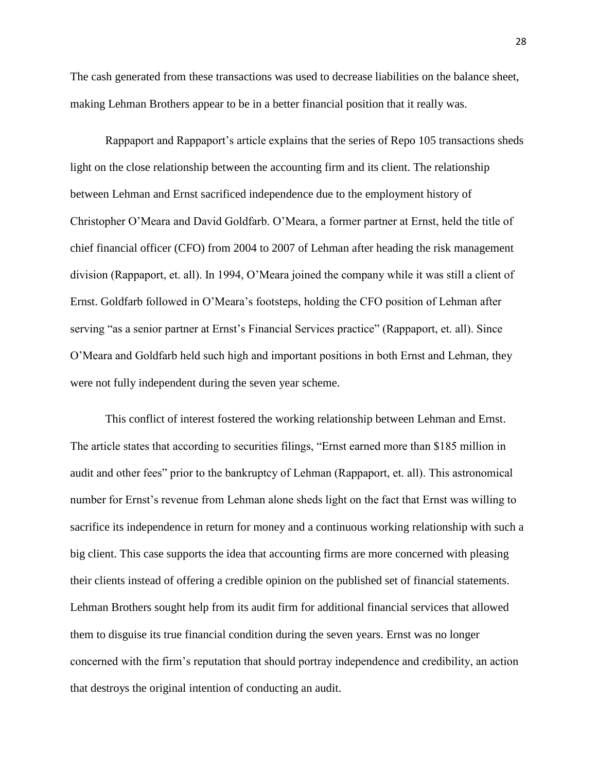The cash generated from these transactions was used to decrease liabilities on the balance sheet, making Lehman Brothers appear to be in a better financial position that it really was.

Rappaport and Rappaport's article explains that the series of Repo 105 transactions sheds light on the close relationship between the accounting firm and its client. The relationship between Lehman and Ernst sacrificed independence due to the employment history of Christopher O'Meara and David Goldfarb. O'Meara, a former partner at Ernst, held the title of chief financial officer (CFO) from 2004 to 2007 of Lehman after heading the risk management division (Rappaport, et. all). In 1994, O'Meara joined the company while it was still a client of Ernst. Goldfarb followed in O'Meara's footsteps, holding the CFO position of Lehman after serving "as a senior partner at Ernst's Financial Services practice" (Rappaport, et. all). Since O'Meara and Goldfarb held such high and important positions in both Ernst and Lehman, they were not fully independent during the seven year scheme.

This conflict of interest fostered the working relationship between Lehman and Ernst. The article states that according to securities filings, "Ernst earned more than $185 million in audit and other fees" prior to the bankruptcy of Lehman (Rappaport, et. all). This astronomical number for Ernst's revenue from Lehman alone sheds light on the fact that Ernst was willing to sacrifice its independence in return for money and a continuous working relationship with such a big client. This case supports the idea that accounting firms are more concerned with pleasing their clients instead of offering a credible opinion on the published set of financial statements. Lehman Brothers sought help from its audit firm for additional financial services that allowed them to disguise its true financial condition during the seven years. Ernst was no longer concerned with the firm's reputation that should portray independence and credibility, an action that destroys the original intention of conducting an audit.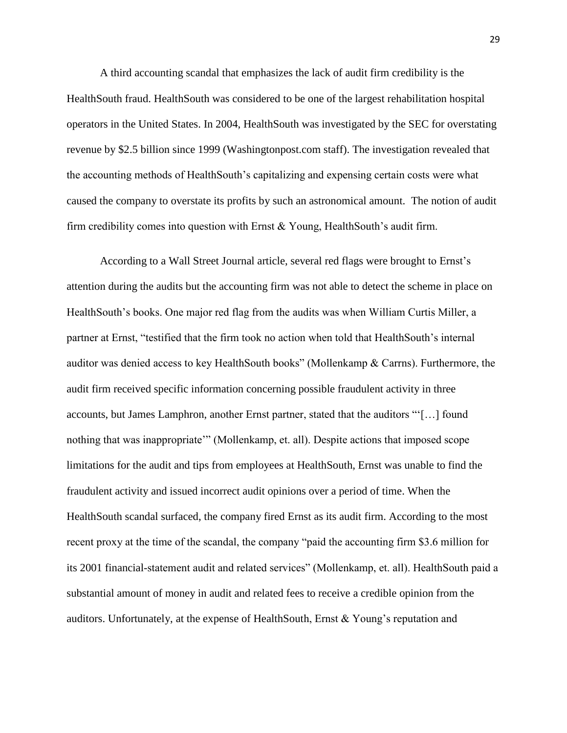A third accounting scandal that emphasizes the lack of audit firm credibility is the HealthSouth fraud. HealthSouth was considered to be one of the largest rehabilitation hospital operators in the United States. In 2004, HealthSouth was investigated by the SEC for overstating revenue by $2.5 billion since 1999 (Washingtonpost.com staff). The investigation revealed that the accounting methods of HealthSouth's capitalizing and expensing certain costs were what caused the company to overstate its profits by such an astronomical amount. The notion of audit firm credibility comes into question with Ernst & Young, HealthSouth's audit firm.

According to a Wall Street Journal article, several red flags were brought to Ernst's attention during the audits but the accounting firm was not able to detect the scheme in place on HealthSouth's books. One major red flag from the audits was when William Curtis Miller, a partner at Ernst, "testified that the firm took no action when told that HealthSouth's internal auditor was denied access to key HealthSouth books" (Mollenkamp & Carrns). Furthermore, the audit firm received specific information concerning possible fraudulent activity in three accounts, but James Lamphron, another Ernst partner, stated that the auditors "'[…] found nothing that was inappropriate'" (Mollenkamp, et. all). Despite actions that imposed scope limitations for the audit and tips from employees at HealthSouth, Ernst was unable to find the fraudulent activity and issued incorrect audit opinions over a period of time. When the HealthSouth scandal surfaced, the company fired Ernst as its audit firm. According to the most recent proxy at the time of the scandal, the company "paid the accounting firm $3.6 million for its 2001 financial-statement audit and related services" (Mollenkamp, et. all). HealthSouth paid a substantial amount of money in audit and related fees to receive a credible opinion from the auditors. Unfortunately, at the expense of HealthSouth, Ernst & Young's reputation and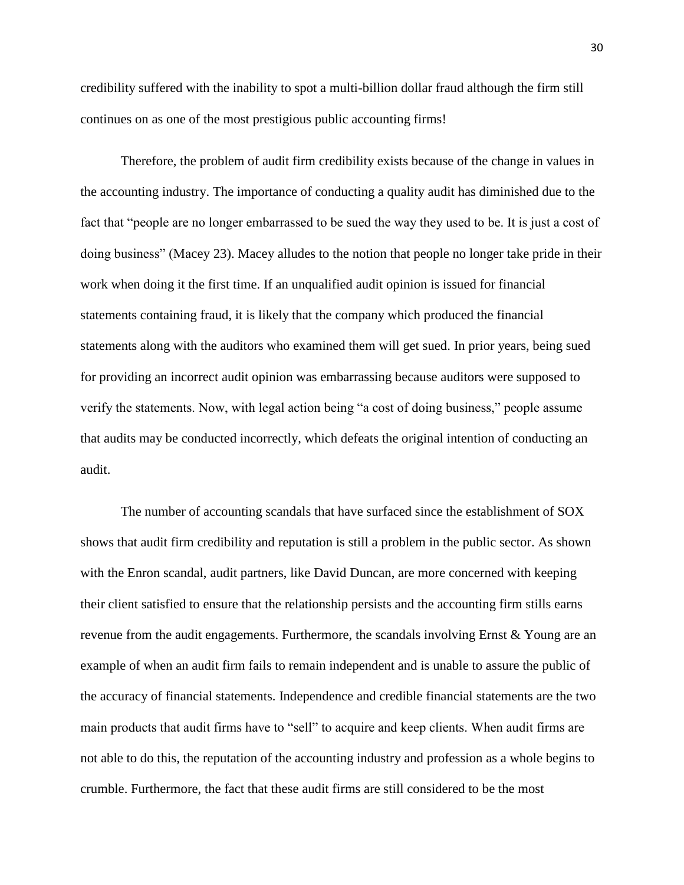credibility suffered with the inability to spot a multi-billion dollar fraud although the firm still continues on as one of the most prestigious public accounting firms!

Therefore, the problem of audit firm credibility exists because of the change in values in the accounting industry. The importance of conducting a quality audit has diminished due to the fact that "people are no longer embarrassed to be sued the way they used to be. It is just a cost of doing business" (Macey 23). Macey alludes to the notion that people no longer take pride in their work when doing it the first time. If an unqualified audit opinion is issued for financial statements containing fraud, it is likely that the company which produced the financial statements along with the auditors who examined them will get sued. In prior years, being sued for providing an incorrect audit opinion was embarrassing because auditors were supposed to verify the statements. Now, with legal action being "a cost of doing business," people assume that audits may be conducted incorrectly, which defeats the original intention of conducting an audit.

The number of accounting scandals that have surfaced since the establishment of SOX shows that audit firm credibility and reputation is still a problem in the public sector. As shown with the Enron scandal, audit partners, like David Duncan, are more concerned with keeping their client satisfied to ensure that the relationship persists and the accounting firm stills earns revenue from the audit engagements. Furthermore, the scandals involving Ernst & Young are an example of when an audit firm fails to remain independent and is unable to assure the public of the accuracy of financial statements. Independence and credible financial statements are the two main products that audit firms have to "sell" to acquire and keep clients. When audit firms are not able to do this, the reputation of the accounting industry and profession as a whole begins to crumble. Furthermore, the fact that these audit firms are still considered to be the most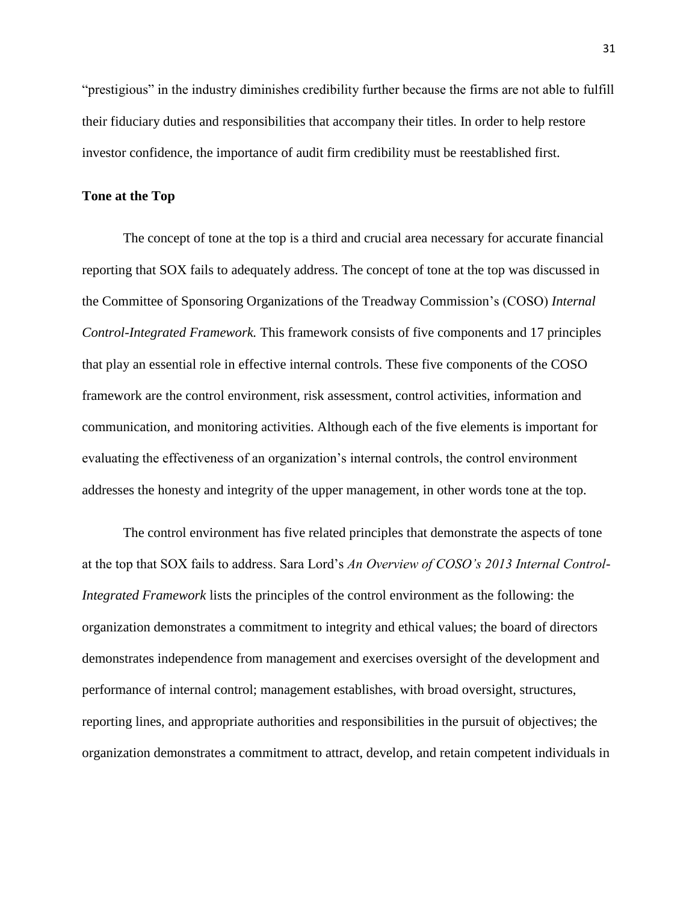"prestigious" in the industry diminishes credibility further because the firms are not able to fulfill their fiduciary duties and responsibilities that accompany their titles. In order to help restore investor confidence, the importance of audit firm credibility must be reestablished first.

**Tone at the Top**

The concept of tone at the top is a third and crucial area necessary for accurate financial reporting that SOX fails to adequately address. The concept of tone at the top was discussed in the Committee of Sponsoring Organizations of the Treadway Commission's (COSO) *Internal Control-Integrated Framework.* This framework consists of five components and 17 principles that play an essential role in effective internal controls. These five components of the COSO framework are the control environment, risk assessment, control activities, information and communication, and monitoring activities. Although each of the five elements is important for evaluating the effectiveness of an organization's internal controls, the control environment addresses the honesty and integrity of the upper management, in other words tone at the top.

The control environment has five related principles that demonstrate the aspects of tone at the top that SOX fails to address. Sara Lord's *An Overview of COSO's 2013 Internal Control-Integrated Framework* lists the principles of the control environment as the following: the organization demonstrates a commitment to integrity and ethical values; the board of directors demonstrates independence from management and exercises oversight of the development and performance of internal control; management establishes, with broad oversight, structures, reporting lines, and appropriate authorities and responsibilities in the pursuit of objectives; the organization demonstrates a commitment to attract, develop, and retain competent individuals in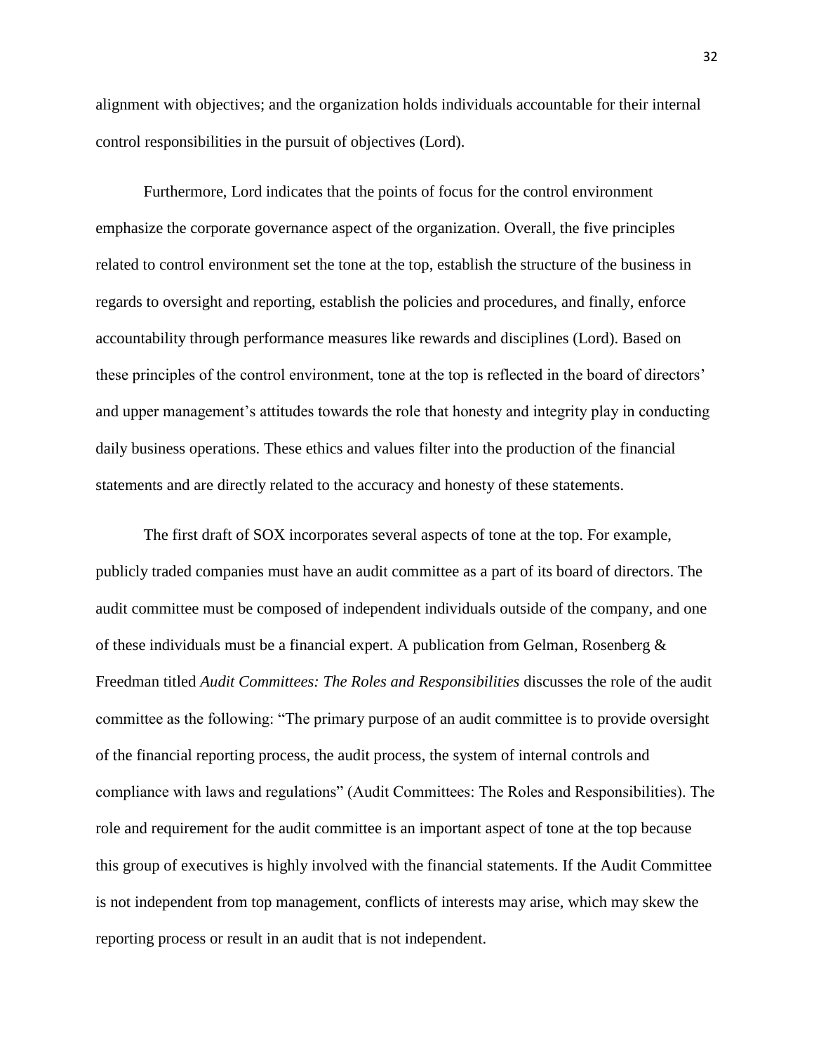alignment with objectives; and the organization holds individuals accountable for their internal control responsibilities in the pursuit of objectives (Lord).

Furthermore, Lord indicates that the points of focus for the control environment emphasize the corporate governance aspect of the organization. Overall, the five principles related to control environment set the tone at the top, establish the structure of the business in regards to oversight and reporting, establish the policies and procedures, and finally, enforce accountability through performance measures like rewards and disciplines (Lord). Based on these principles of the control environment, tone at the top is reflected in the board of directors' and upper management's attitudes towards the role that honesty and integrity play in conducting daily business operations. These ethics and values filter into the production of the financial statements and are directly related to the accuracy and honesty of these statements.

The first draft of SOX incorporates several aspects of tone at the top. For example, publicly traded companies must have an audit committee as a part of its board of directors. The audit committee must be composed of independent individuals outside of the company, and one of these individuals must be a financial expert. A publication from Gelman, Rosenberg & Freedman titled *Audit Committees: The Roles and Responsibilities* discusses the role of the audit committee as the following: "The primary purpose of an audit committee is to provide oversight of the financial reporting process, the audit process, the system of internal controls and compliance with laws and regulations" (Audit Committees: The Roles and Responsibilities). The role and requirement for the audit committee is an important aspect of tone at the top because this group of executives is highly involved with the financial statements. If the Audit Committee is not independent from top management, conflicts of interests may arise, which may skew the reporting process or result in an audit that is not independent.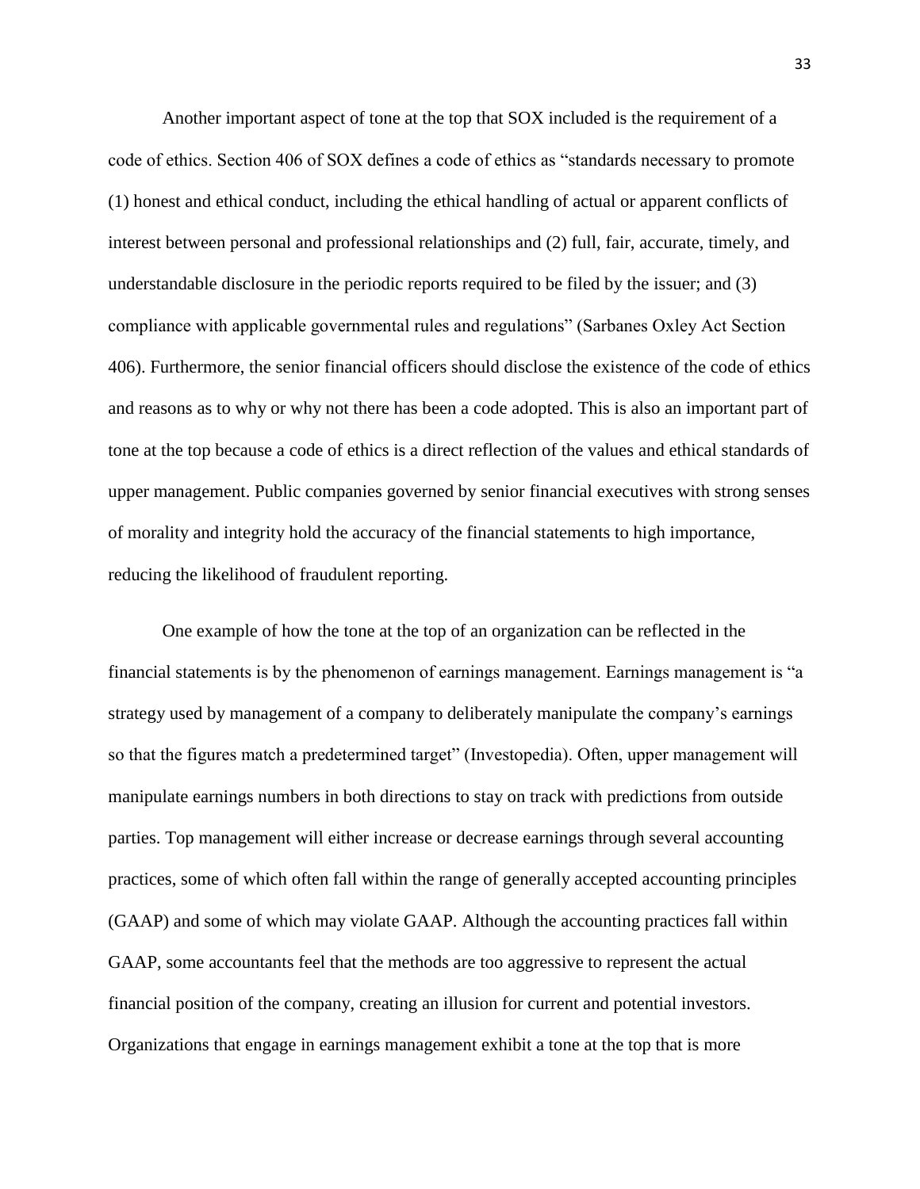Another important aspect of tone at the top that SOX included is the requirement of a code of ethics. Section 406 of SOX defines a code of ethics as "standards necessary to promote (1) honest and ethical conduct, including the ethical handling of actual or apparent conflicts of interest between personal and professional relationships and (2) full, fair, accurate, timely, and understandable disclosure in the periodic reports required to be filed by the issuer; and (3) compliance with applicable governmental rules and regulations" (Sarbanes Oxley Act Section 406). Furthermore, the senior financial officers should disclose the existence of the code of ethics and reasons as to why or why not there has been a code adopted. This is also an important part of tone at the top because a code of ethics is a direct reflection of the values and ethical standards of upper management. Public companies governed by senior financial executives with strong senses of morality and integrity hold the accuracy of the financial statements to high importance, reducing the likelihood of fraudulent reporting.

One example of how the tone at the top of an organization can be reflected in the financial statements is by the phenomenon of earnings management. Earnings management is "a strategy used by management of a company to deliberately manipulate the company's earnings so that the figures match a predetermined target" (Investopedia). Often, upper management will manipulate earnings numbers in both directions to stay on track with predictions from outside parties. Top management will either increase or decrease earnings through several accounting practices, some of which often fall within the range of generally accepted accounting principles (GAAP) and some of which may violate GAAP. Although the accounting practices fall within GAAP, some accountants feel that the methods are too aggressive to represent the actual financial position of the company, creating an illusion for current and potential investors. Organizations that engage in earnings management exhibit a tone at the top that is more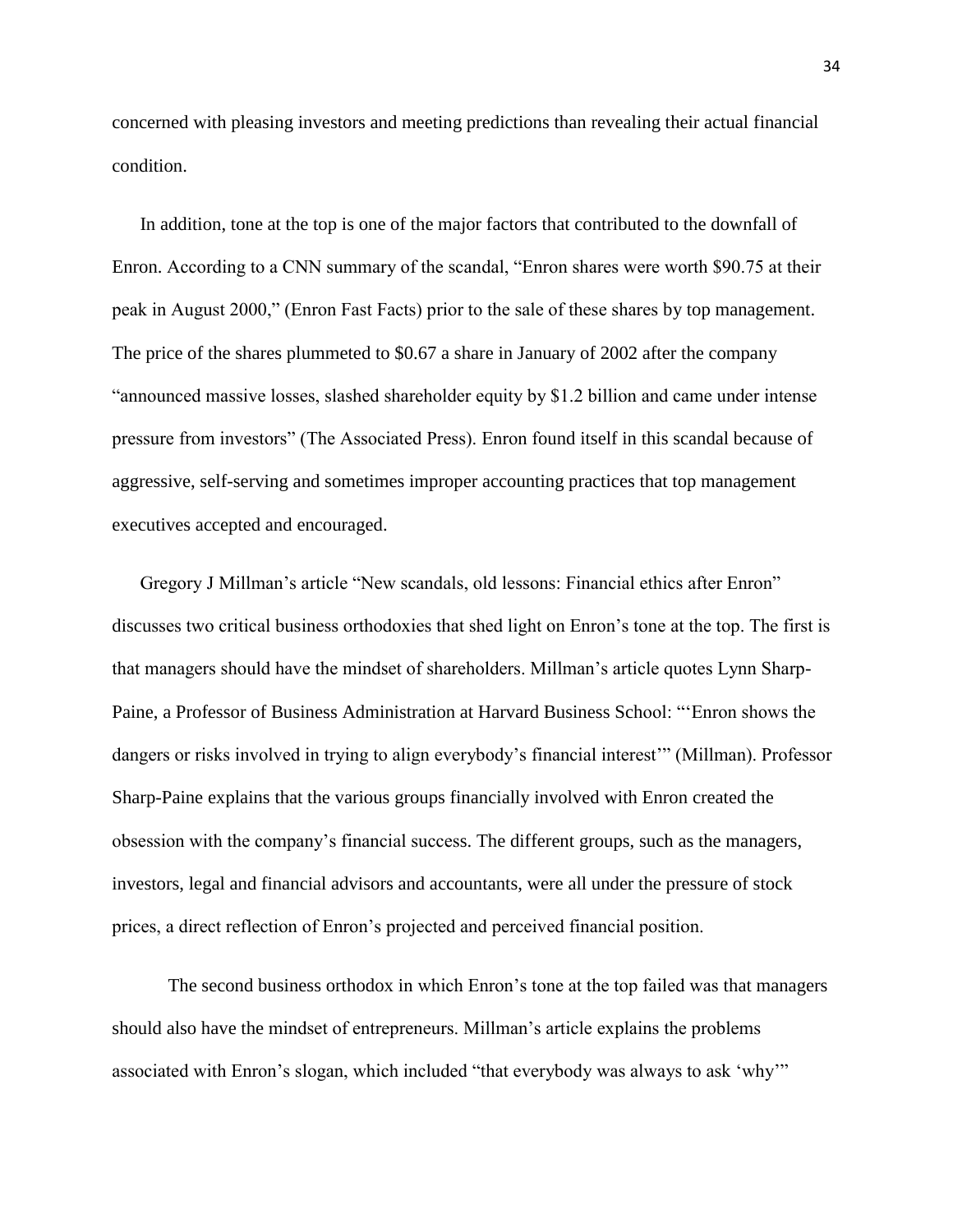concerned with pleasing investors and meeting predictions than revealing their actual financial condition.

In addition, tone at the top is one of the major factors that contributed to the downfall of Enron. According to a CNN summary of the scandal, "Enron shares were worth $90.75 at their peak in August 2000," (Enron Fast Facts) prior to the sale of these shares by top management. The price of the shares plummeted to $0.67 a share in January of 2002 after the company "announced massive losses, slashed shareholder equity by $1.2 billion and came under intense pressure from investors" (The Associated Press). Enron found itself in this scandal because of aggressive, self-serving and sometimes improper accounting practices that top management executives accepted and encouraged.

Gregory J Millman's article "New scandals, old lessons: Financial ethics after Enron" discusses two critical business orthodoxies that shed light on Enron's tone at the top. The first is that managers should have the mindset of shareholders. Millman's article quotes Lynn Sharp-Paine, a Professor of Business Administration at Harvard Business School: "'Enron shows the dangers or risks involved in trying to align everybody's financial interest'" (Millman). Professor Sharp-Paine explains that the various groups financially involved with Enron created the obsession with the company's financial success. The different groups, such as the managers, investors, legal and financial advisors and accountants, were all under the pressure of stock prices, a direct reflection of Enron's projected and perceived financial position.

The second business orthodox in which Enron's tone at the top failed was that managers should also have the mindset of entrepreneurs. Millman's article explains the problems associated with Enron's slogan, which included "that everybody was always to ask 'why'"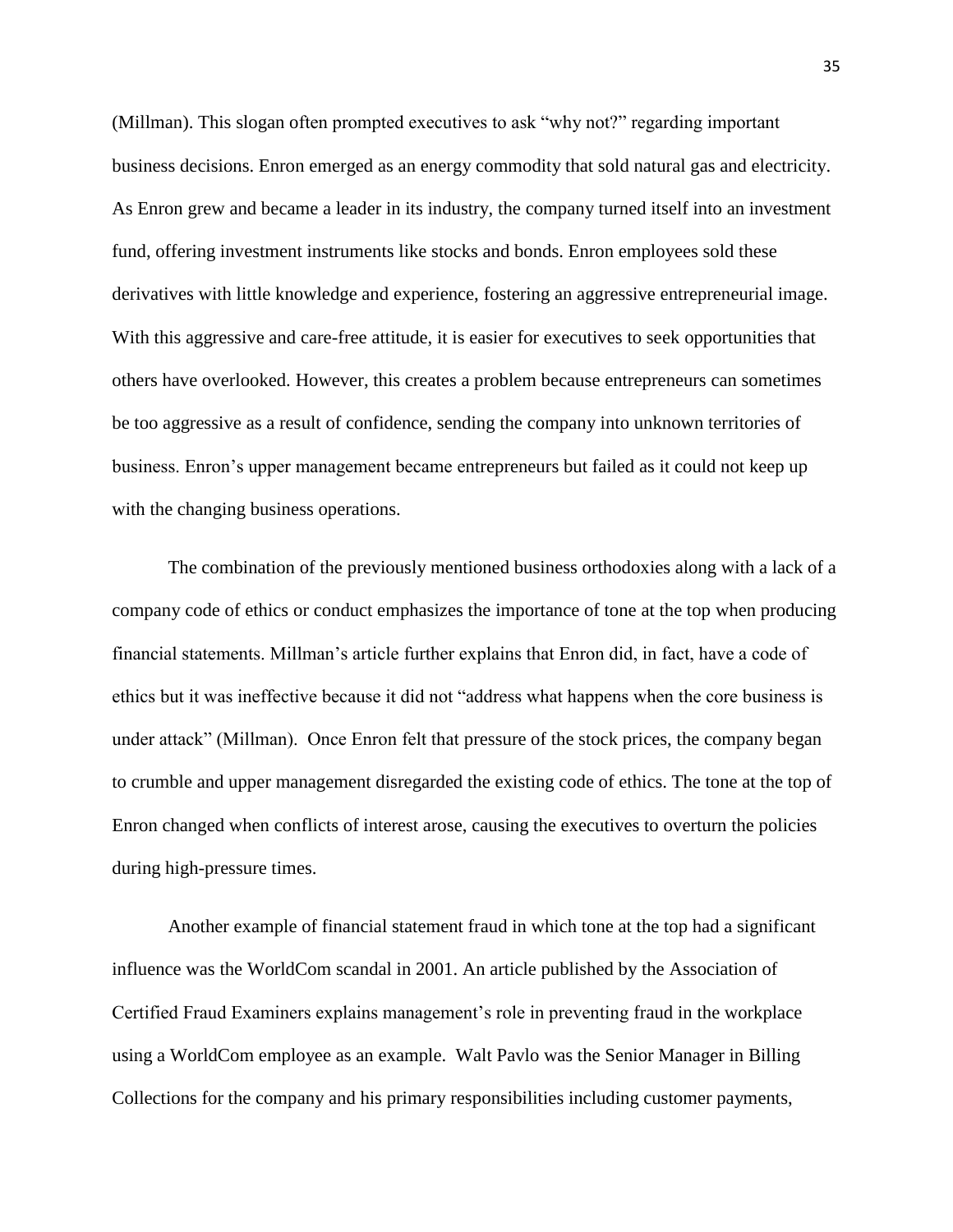(Millman). This slogan often prompted executives to ask "why not?" regarding important business decisions. Enron emerged as an energy commodity that sold natural gas and electricity. As Enron grew and became a leader in its industry, the company turned itself into an investment fund, offering investment instruments like stocks and bonds. Enron employees sold these derivatives with little knowledge and experience, fostering an aggressive entrepreneurial image. With this aggressive and care-free attitude, it is easier for executives to seek opportunities that others have overlooked. However, this creates a problem because entrepreneurs can sometimes be too aggressive as a result of confidence, sending the company into unknown territories of business. Enron's upper management became entrepreneurs but failed as it could not keep up with the changing business operations.

The combination of the previously mentioned business orthodoxies along with a lack of a company code of ethics or conduct emphasizes the importance of tone at the top when producing financial statements. Millman's article further explains that Enron did, in fact, have a code of ethics but it was ineffective because it did not "address what happens when the core business is under attack" (Millman). Once Enron felt that pressure of the stock prices, the company began to crumble and upper management disregarded the existing code of ethics. The tone at the top of Enron changed when conflicts of interest arose, causing the executives to overturn the policies during high-pressure times.

Another example of financial statement fraud in which tone at the top had a significant influence was the WorldCom scandal in 2001. An article published by the Association of Certified Fraud Examiners explains management's role in preventing fraud in the workplace using a WorldCom employee as an example. Walt Pavlo was the Senior Manager in Billing Collections for the company and his primary responsibilities including customer payments,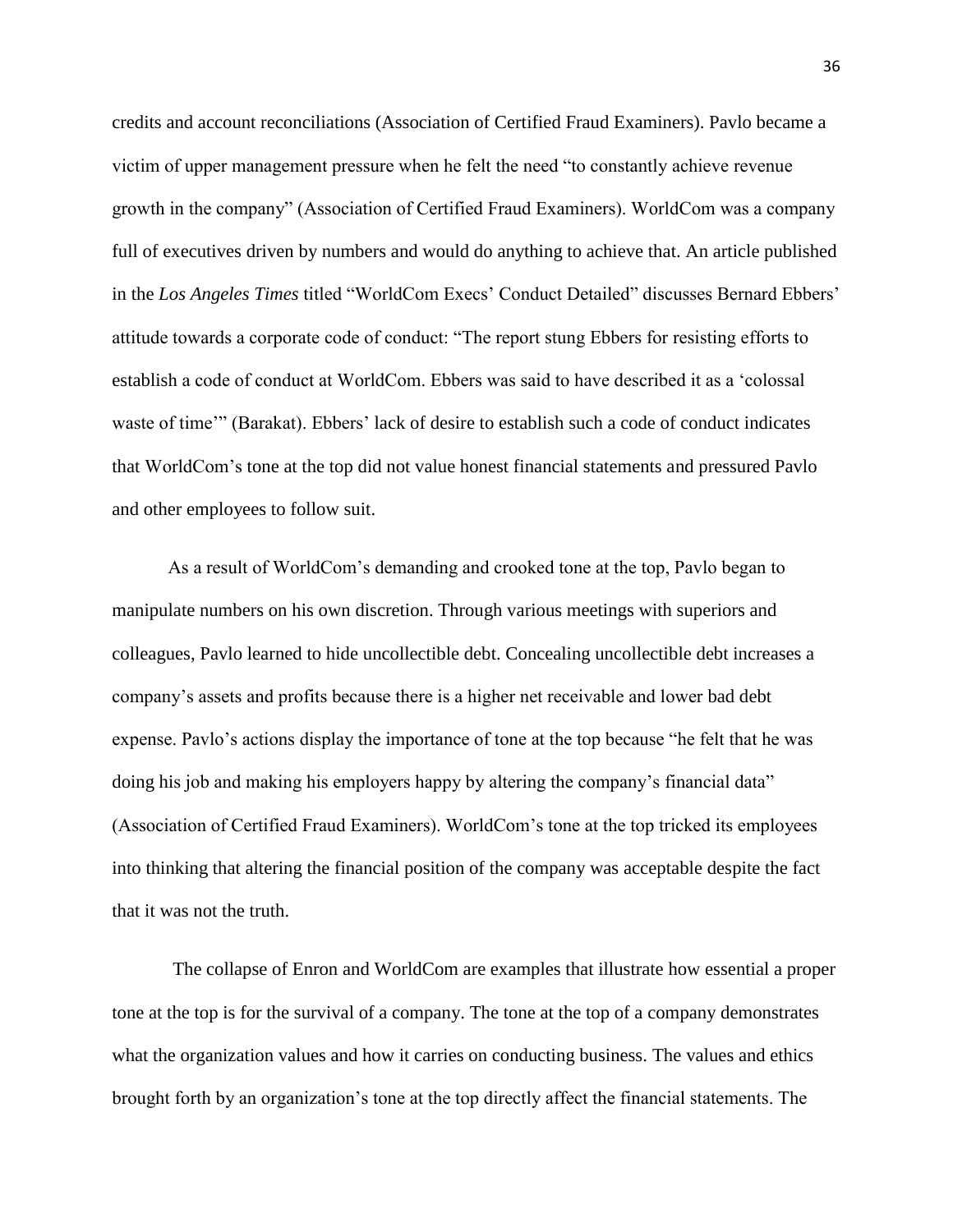credits and account reconciliations (Association of Certified Fraud Examiners). Pavlo became a victim of upper management pressure when he felt the need "to constantly achieve revenue growth in the company" (Association of Certified Fraud Examiners). WorldCom was a company full of executives driven by numbers and would do anything to achieve that. An article published in the *Los Angeles Times* titled "WorldCom Execs' Conduct Detailed" discusses Bernard Ebbers' attitude towards a corporate code of conduct: "The report stung Ebbers for resisting efforts to establish a code of conduct at WorldCom. Ebbers was said to have described it as a 'colossal waste of time'" (Barakat). Ebbers' lack of desire to establish such a code of conduct indicates that WorldCom's tone at the top did not value honest financial statements and pressured Pavlo and other employees to follow suit.

As a result of WorldCom's demanding and crooked tone at the top, Pavlo began to manipulate numbers on his own discretion. Through various meetings with superiors and colleagues, Pavlo learned to hide uncollectible debt. Concealing uncollectible debt increases a company's assets and profits because there is a higher net receivable and lower bad debt expense. Pavlo's actions display the importance of tone at the top because "he felt that he was doing his job and making his employers happy by altering the company's financial data" (Association of Certified Fraud Examiners). WorldCom's tone at the top tricked its employees into thinking that altering the financial position of the company was acceptable despite the fact that it was not the truth.

The collapse of Enron and WorldCom are examples that illustrate how essential a proper tone at the top is for the survival of a company. The tone at the top of a company demonstrates what the organization values and how it carries on conducting business. The values and ethics brought forth by an organization's tone at the top directly affect the financial statements. The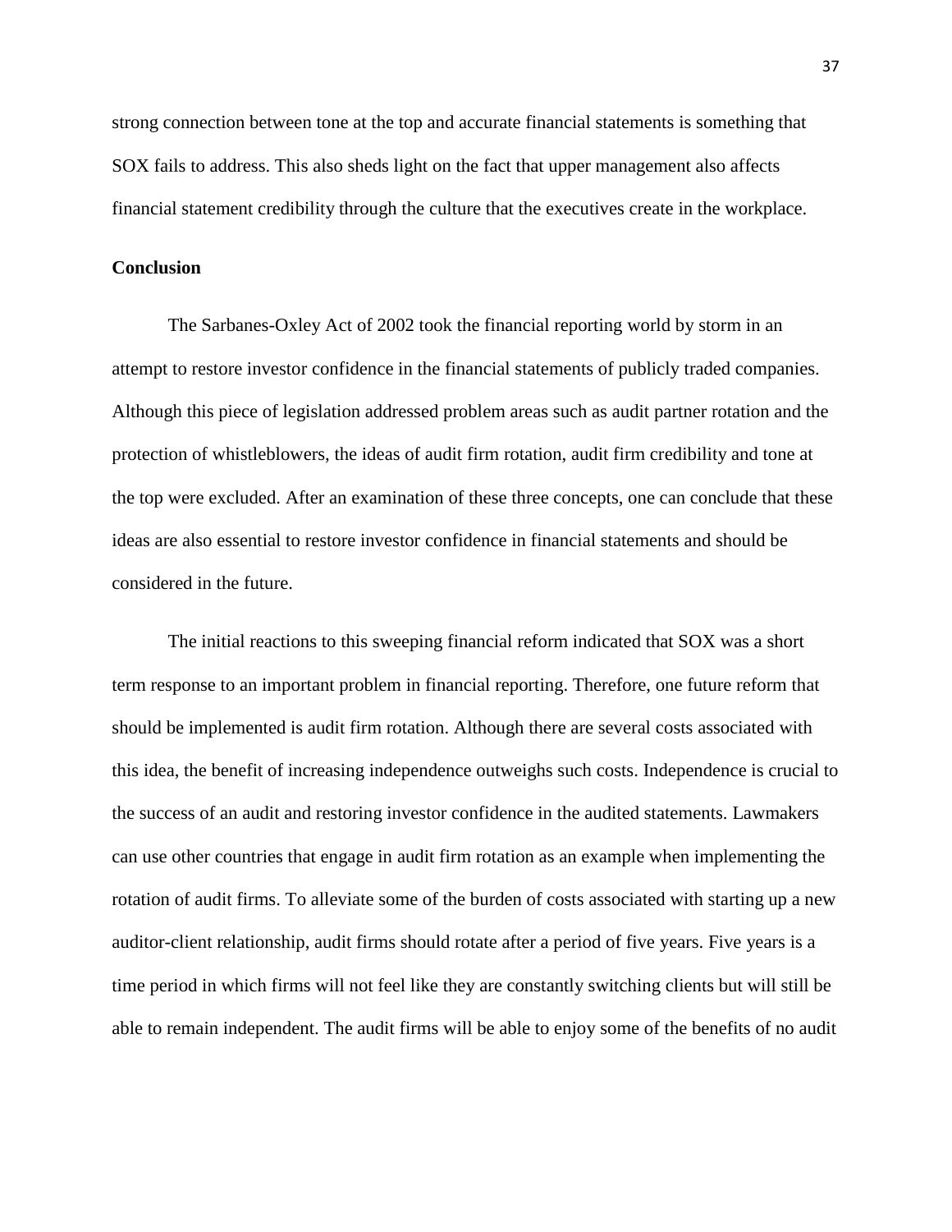strong connection between tone at the top and accurate financial statements is something that SOX fails to address. This also sheds light on the fact that upper management also affects financial statement credibility through the culture that the executives create in the workplace.

**Conclusion**

The Sarbanes-Oxley Act of 2002 took the financial reporting world by storm in an attempt to restore investor confidence in the financial statements of publicly traded companies. Although this piece of legislation addressed problem areas such as audit partner rotation and the protection of whistleblowers, the ideas of audit firm rotation, audit firm credibility and tone at the top were excluded. After an examination of these three concepts, one can conclude that these ideas are also essential to restore investor confidence in financial statements and should be considered in the future.

The initial reactions to this sweeping financial reform indicated that SOX was a short term response to an important problem in financial reporting. Therefore, one future reform that should be implemented is audit firm rotation. Although there are several costs associated with this idea, the benefit of increasing independence outweighs such costs. Independence is crucial to the success of an audit and restoring investor confidence in the audited statements. Lawmakers can use other countries that engage in audit firm rotation as an example when implementing the rotation of audit firms. To alleviate some of the burden of costs associated with starting up a new auditor-client relationship, audit firms should rotate after a period of five years. Five years is a time period in which firms will not feel like they are constantly switching clients but will still be able to remain independent. The audit firms will be able to enjoy some of the benefits of no audit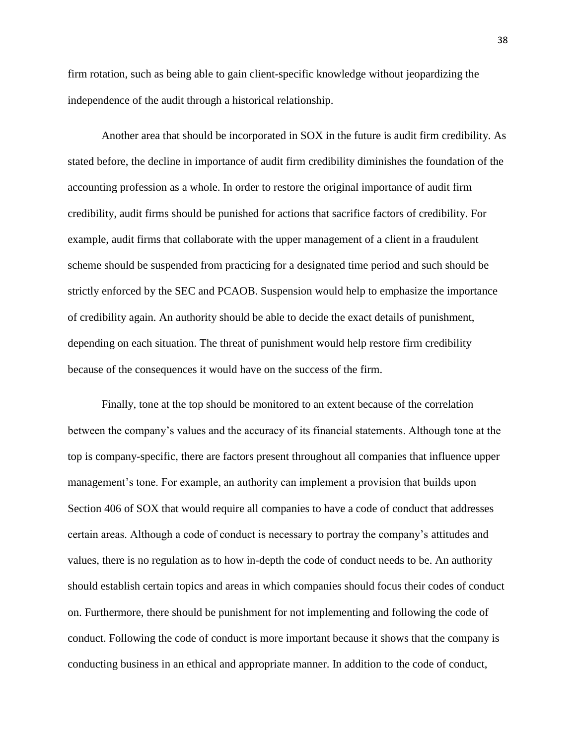firm rotation, such as being able to gain client-specific knowledge without jeopardizing the independence of the audit through a historical relationship.

Another area that should be incorporated in SOX in the future is audit firm credibility. As stated before, the decline in importance of audit firm credibility diminishes the foundation of the accounting profession as a whole. In order to restore the original importance of audit firm credibility, audit firms should be punished for actions that sacrifice factors of credibility. For example, audit firms that collaborate with the upper management of a client in a fraudulent scheme should be suspended from practicing for a designated time period and such should be strictly enforced by the SEC and PCAOB. Suspension would help to emphasize the importance of credibility again. An authority should be able to decide the exact details of punishment, depending on each situation. The threat of punishment would help restore firm credibility because of the consequences it would have on the success of the firm.

Finally, tone at the top should be monitored to an extent because of the correlation between the company's values and the accuracy of its financial statements. Although tone at the top is company-specific, there are factors present throughout all companies that influence upper management's tone. For example, an authority can implement a provision that builds upon Section 406 of SOX that would require all companies to have a code of conduct that addresses certain areas. Although a code of conduct is necessary to portray the company's attitudes and values, there is no regulation as to how in-depth the code of conduct needs to be. An authority should establish certain topics and areas in which companies should focus their codes of conduct on. Furthermore, there should be punishment for not implementing and following the code of conduct. Following the code of conduct is more important because it shows that the company is conducting business in an ethical and appropriate manner. In addition to the code of conduct,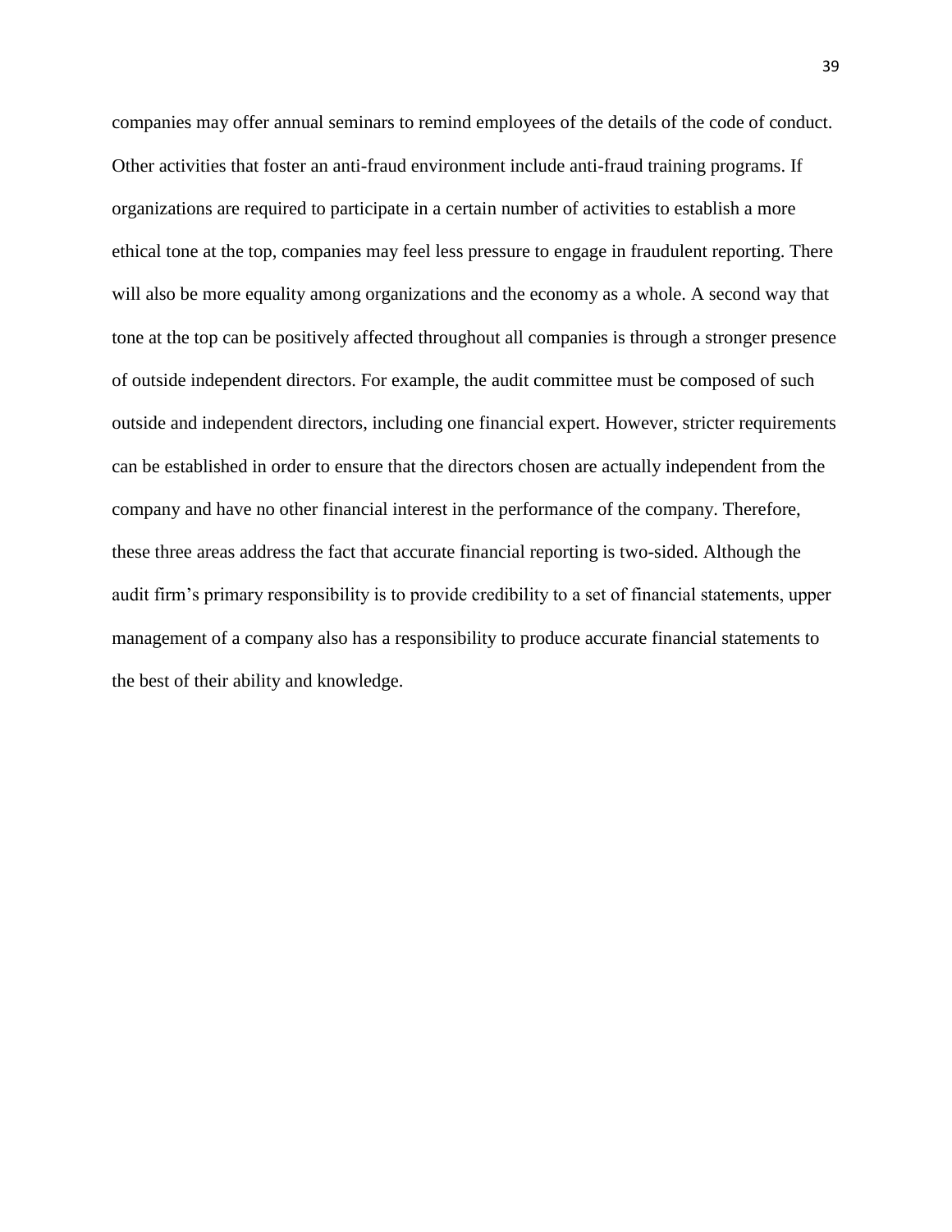companies may offer annual seminars to remind employees of the details of the code of conduct. Other activities that foster an anti-fraud environment include anti-fraud training programs. If organizations are required to participate in a certain number of activities to establish a more ethical tone at the top, companies may feel less pressure to engage in fraudulent reporting. There will also be more equality among organizations and the economy as a whole. A second way that tone at the top can be positively affected throughout all companies is through a stronger presence of outside independent directors. For example, the audit committee must be composed of such outside and independent directors, including one financial expert. However, stricter requirements can be established in order to ensure that the directors chosen are actually independent from the company and have no other financial interest in the performance of the company. Therefore, these three areas address the fact that accurate financial reporting is two-sided. Although the audit firm's primary responsibility is to provide credibility to a set of financial statements, upper management of a company also has a responsibility to produce accurate financial statements to the best of their ability and knowledge.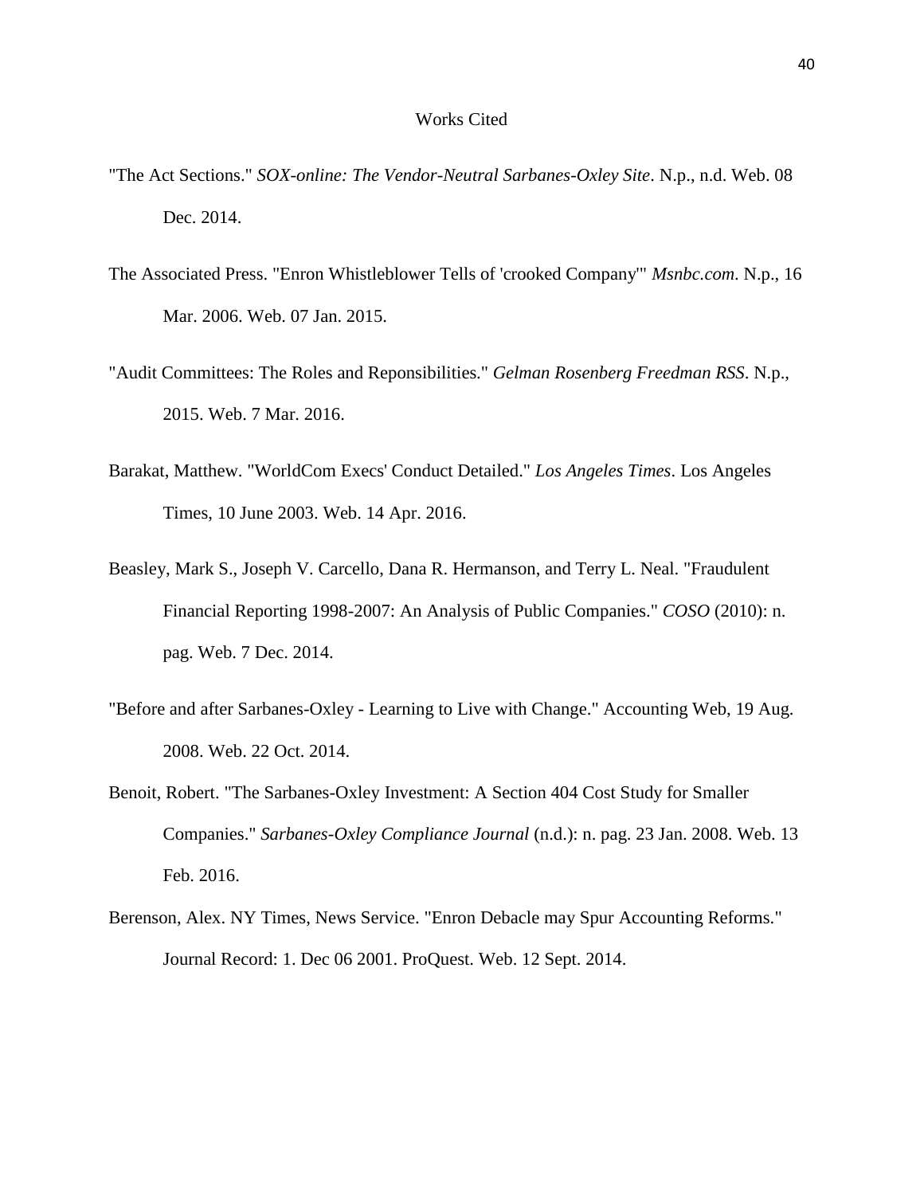# Works Cited

"The Act Sections." *SOX-online: The Vendor-Neutral Sarbanes-Oxley Site*. N.p., n.d. Web. 08 Dec. 2014.

The Associated Press. "Enron Whistleblower Tells of 'crooked Company'" *Msnbc.com*. N.p., 16 Mar. 2006. Web. 07 Jan. 2015.

"Audit Committees: The Roles and Reponsibilities." *Gelman Rosenberg Freedman RSS*. N.p., 2015. Web. 7 Mar. 2016.

Barakat, Matthew. "WorldCom Execs' Conduct Detailed." *Los Angeles Times*. Los Angeles Times, 10 June 2003. Web. 14 Apr. 2016.

Beasley, Mark S., Joseph V. Carcello, Dana R. Hermanson, and Terry L. Neal. "Fraudulent Financial Reporting 1998-2007: An Analysis of Public Companies." *COSO* (2010): n. pag. Web. 7 Dec. 2014.

"Before and after Sarbanes-Oxley - Learning to Live with Change." Accounting Web, 19 Aug. 2008. Web. 22 Oct. 2014.

Benoit, Robert. "The Sarbanes-Oxley Investment: A Section 404 Cost Study for Smaller Companies." *Sarbanes-Oxley Compliance Journal* (n.d.): n. pag. 23 Jan. 2008. Web. 13 Feb. 2016.

Berenson, Alex. NY Times, News Service. "Enron Debacle may Spur Accounting Reforms." Journal Record: 1. Dec 06 2001. ProQuest. Web. 12 Sept. 2014.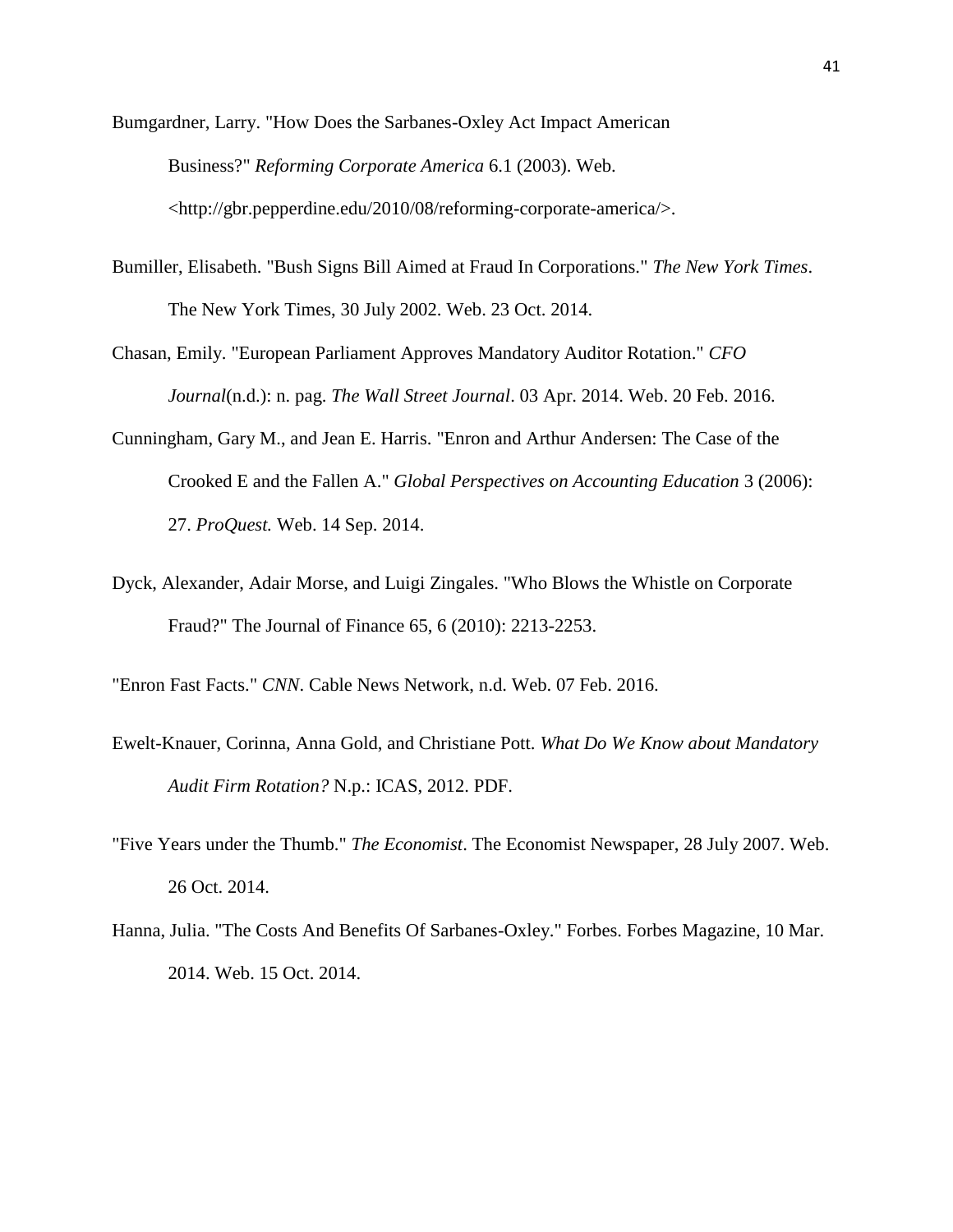Bumgardner, Larry. "How Does the Sarbanes-Oxley Act Impact American Business?" *Reforming Corporate America* 6.1 (2003). Web. <http://gbr.pepperdine.edu/2010/08/reforming-corporate-america/>.

Bumiller, Elisabeth. "Bush Signs Bill Aimed at Fraud In Corporations." *The New York Times*. The New York Times, 30 July 2002. Web. 23 Oct. 2014.

Chasan, Emily. "European Parliament Approves Mandatory Auditor Rotation." *CFO Journal*(n.d.): n. pag. *The Wall Street Journal*. 03 Apr. 2014. Web. 20 Feb. 2016.

Cunningham, Gary M., and Jean E. Harris. "Enron and Arthur Andersen: The Case of the Crooked E and the Fallen A." *Global Perspectives on Accounting Education* 3 (2006): 27. *ProQuest.* Web. 14 Sep. 2014.

Dyck, Alexander, Adair Morse, and Luigi Zingales. "Who Blows the Whistle on Corporate Fraud?" The Journal of Finance 65, 6 (2010): 2213-2253.

"Enron Fast Facts." *CNN*. Cable News Network, n.d. Web. 07 Feb. 2016.

Ewelt-Knauer, Corinna, Anna Gold, and Christiane Pott. *What Do We Know about Mandatory Audit Firm Rotation?* N.p.: ICAS, 2012. PDF.

"Five Years under the Thumb." *The Economist*. The Economist Newspaper, 28 July 2007. Web. 26 Oct. 2014.

Hanna, Julia. "The Costs And Benefits Of Sarbanes-Oxley." Forbes. Forbes Magazine, 10 Mar. 2014. Web. 15 Oct. 2014.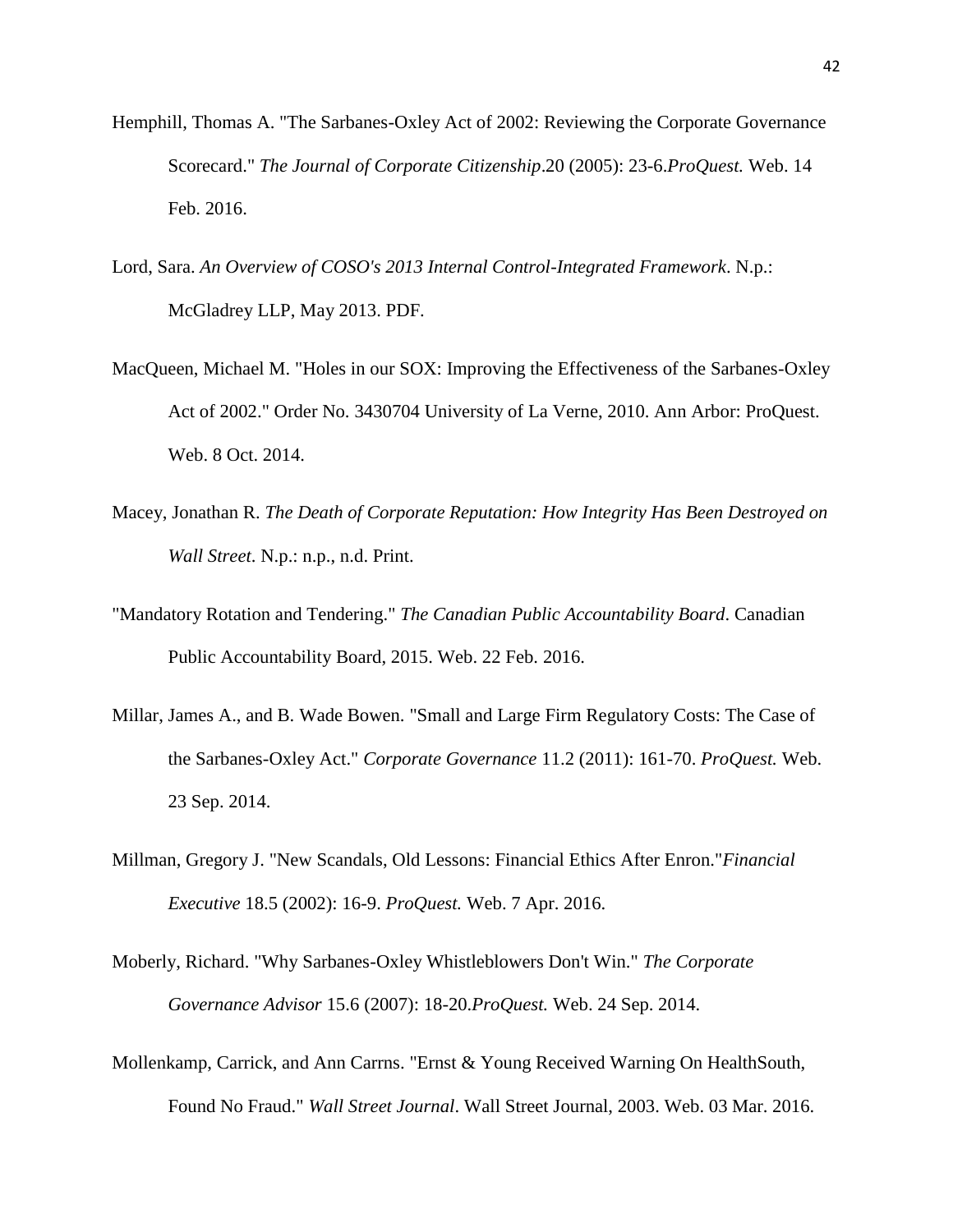Hemphill, Thomas A. "The Sarbanes-Oxley Act of 2002: Reviewing the Corporate Governance Scorecard." *The Journal of Corporate Citizenship*.20 (2005): 23-6.*ProQuest.* Web. 14 Feb. 2016.

Lord, Sara. *An Overview of COSO's 2013 Internal Control-Integrated Framework*. N.p.: McGladrey LLP, May 2013. PDF.

MacQueen, Michael M. "Holes in our SOX: Improving the Effectiveness of the Sarbanes-Oxley Act of 2002." Order No. 3430704 University of La Verne, 2010. Ann Arbor: ProQuest. Web. 8 Oct. 2014.

Macey, Jonathan R. *The Death of Corporate Reputation: How Integrity Has Been Destroyed on Wall Street*. N.p.: n.p., n.d. Print.

"Mandatory Rotation and Tendering." *The Canadian Public Accountability Board*. Canadian Public Accountability Board, 2015. Web. 22 Feb. 2016.

Millar, James A., and B. Wade Bowen. "Small and Large Firm Regulatory Costs: The Case of the Sarbanes-Oxley Act." *Corporate Governance* 11.2 (2011): 161-70. *ProQuest.* Web. 23 Sep. 2014.

Millman, Gregory J. "New Scandals, Old Lessons: Financial Ethics After Enron."*Financial Executive* 18.5 (2002): 16-9. *ProQuest.* Web. 7 Apr. 2016.

Moberly, Richard. "Why Sarbanes-Oxley Whistleblowers Don't Win." *The Corporate Governance Advisor* 15.6 (2007): 18-20.*ProQuest.* Web. 24 Sep. 2014.

Mollenkamp, Carrick, and Ann Carrns. "Ernst & Young Received Warning On HealthSouth, Found No Fraud." *Wall Street Journal*. Wall Street Journal, 2003. Web. 03 Mar. 2016.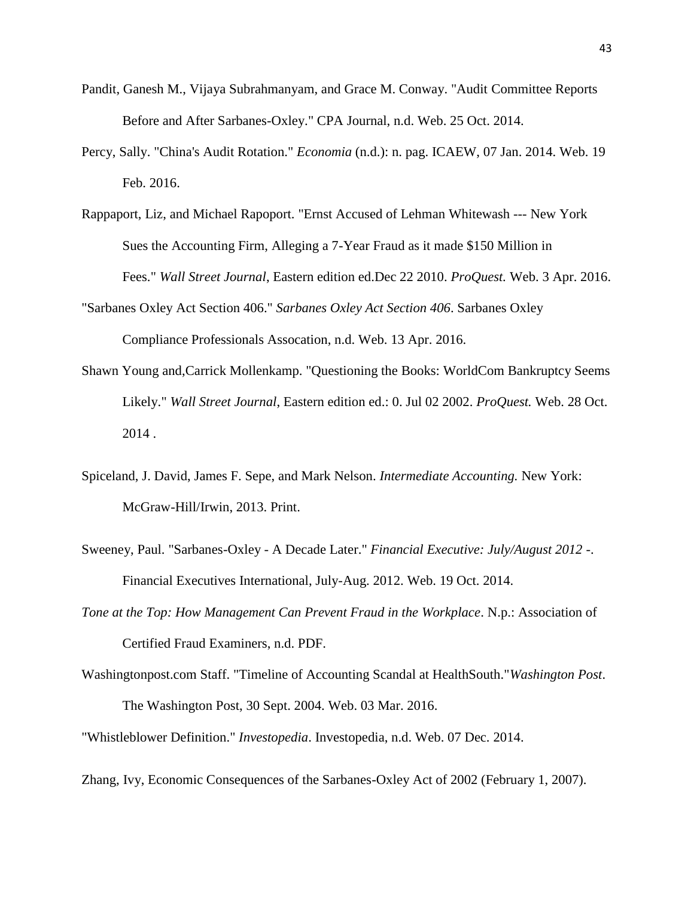Pandit, Ganesh M., Vijaya Subrahmanyam, and Grace M. Conway. "Audit Committee Reports Before and After Sarbanes-Oxley." CPA Journal, n.d. Web. 25 Oct. 2014.

Percy, Sally. "China's Audit Rotation." *Economia* (n.d.): n. pag. ICAEW, 07 Jan. 2014. Web. 19 Feb. 2016.

Rappaport, Liz, and Michael Rapoport. "Ernst Accused of Lehman Whitewash --- New York Sues the Accounting Firm, Alleging a 7-Year Fraud as it made $150 Million in Fees." *Wall Street Journal*, Eastern edition ed.Dec 22 2010. *ProQuest.* Web. 3 Apr. 2016.

"Sarbanes Oxley Act Section 406." *Sarbanes Oxley Act Section 406*. Sarbanes Oxley Compliance Professionals Assocation, n.d. Web. 13 Apr. 2016.

Shawn Young and,Carrick Mollenkamp. "Questioning the Books: WorldCom Bankruptcy Seems Likely." *Wall Street Journal*, Eastern edition ed.: 0. Jul 02 2002. *ProQuest.* Web. 28 Oct. 2014 .

Spiceland, J. David, James F. Sepe, and Mark Nelson. *Intermediate Accounting.* New York: McGraw-Hill/Irwin, 2013. Print.

Sweeney, Paul. "Sarbanes-Oxley - A Decade Later." *Financial Executive: July/August 2012 -*. Financial Executives International, July-Aug. 2012. Web. 19 Oct. 2014.

*Tone at the Top: How Management Can Prevent Fraud in the Workplace*. N.p.: Association of Certified Fraud Examiners, n.d. PDF.

Washingtonpost.com Staff. "Timeline of Accounting Scandal at HealthSouth."*Washington Post*. The Washington Post, 30 Sept. 2004. Web. 03 Mar. 2016.

"Whistleblower Definition." *Investopedia*. Investopedia, n.d. Web. 07 Dec. 2014.

Zhang, Ivy, Economic Consequences of the Sarbanes-Oxley Act of 2002 (February 1, 2007).